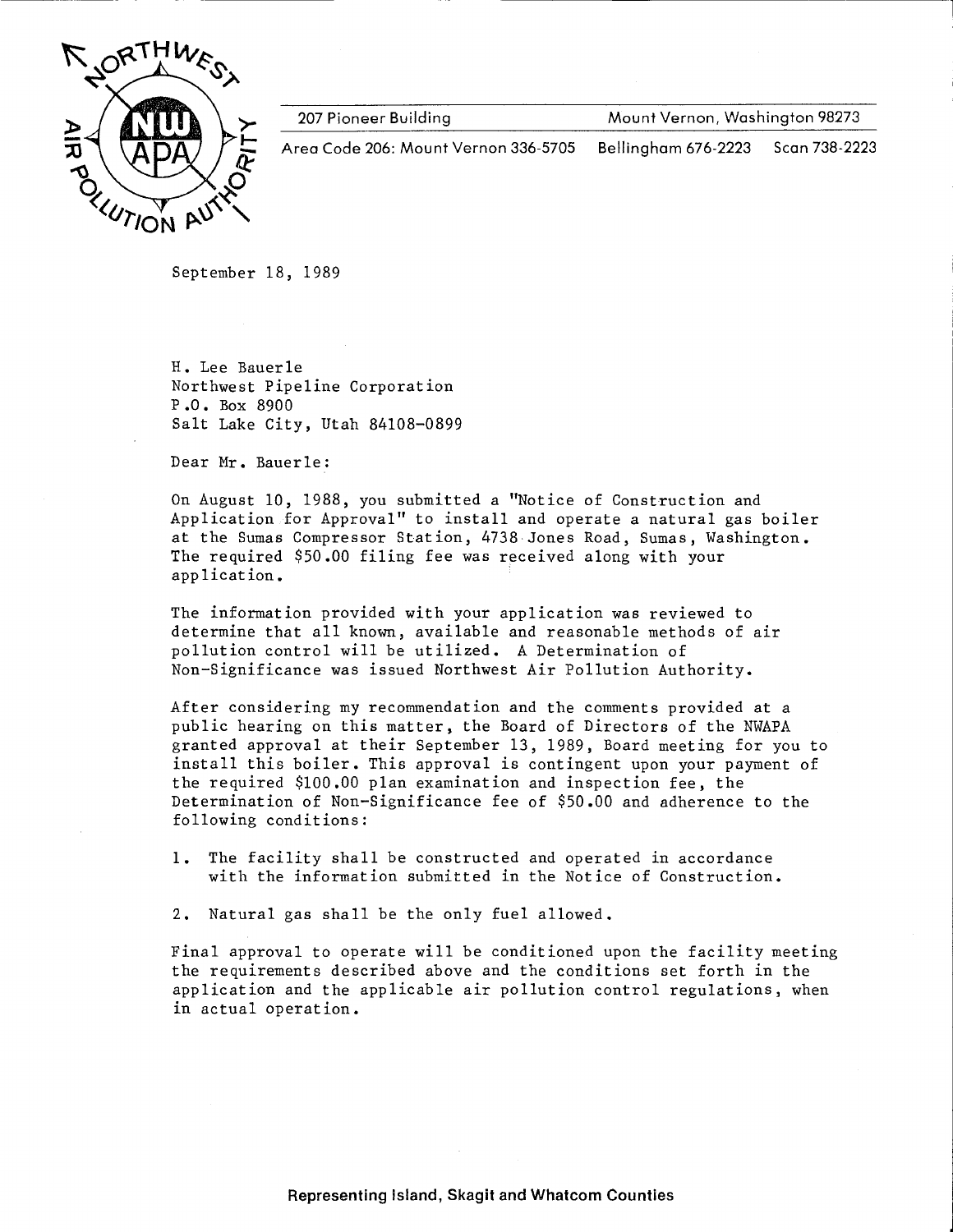NORTHWEST AIR POLLUTION AUTHORITY

NW APA

207 Pioneer Building | Mount Vernon, Washington 98273

Area Code 206: Mount Vernon 336-5705 | Bellingham 676-2223 | Scan 738-2223

September 18, 1989

H. Lee Bauerle
Northwest Pipeline Corporation
P.O. Box 8900
Salt Lake City, Utah 84108-0899

Dear Mr. Bauerle:

On August 10, 1988, you submitted a "Notice of Construction and Application for Approval" to install and operate a natural gas boiler at the Sumas Compressor Station, 4738 Jones Road, Sumas, Washington. The required $50.00 filing fee was received along with your application.

The information provided with your application was reviewed to determine that all known, available and reasonable methods of air pollution control will be utilized. A Determination of Non-Significance was issued Northwest Air Pollution Authority.

After considering my recommendation and the comments provided at a public hearing on this matter, the Board of Directors of the NWAPA granted approval at their September 13, 1989, Board meeting for you to install this boiler. This approval is contingent upon your payment of the required $100.00 plan examination and inspection fee, the Determination of Non-Significance fee of $50.00 and adherence to the following conditions:

1. The facility shall be constructed and operated in accordance with the information submitted in the Notice of Construction.

2. Natural gas shall be the only fuel allowed.

Final approval to operate will be conditioned upon the facility meeting the requirements described above and the conditions set forth in the application and the applicable air pollution control regulations, when in actual operation.

**Representing Island, Skagit and Whatcom Counties**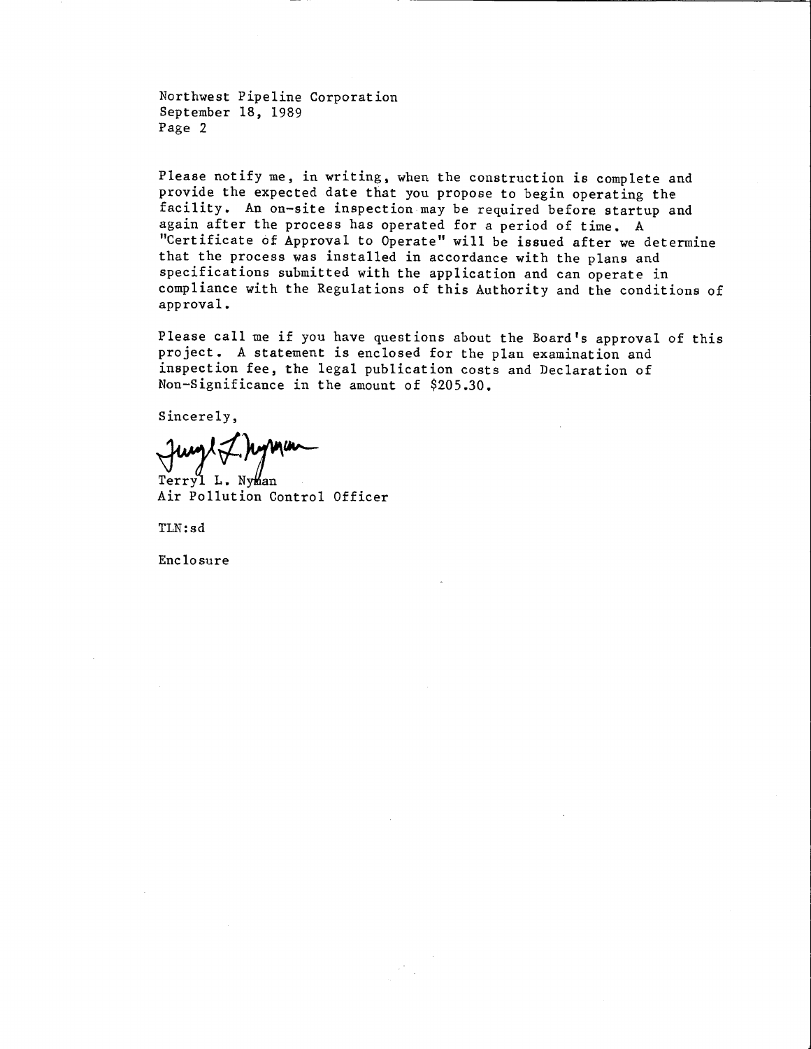Northwest Pipeline Corporation
September 18, 1989
Page 2

Please notify me, in writing, when the construction is complete and provide the expected date that you propose to begin operating the facility. An on-site inspection may be required before startup and again after the process has operated for a period of time. A "Certificate of Approval to Operate" will be issued after we determine that the process was installed in accordance with the plans and specifications submitted with the application and can operate in compliance with the Regulations of this Authority and the conditions of approval.

Please call me if you have questions about the Board's approval of this project. A statement is enclosed for the plan examination and inspection fee, the legal publication costs and Declaration of Non-Significance in the amount of $205.30.

Sincerely,

Terryl L. Nyman
Air Pollution Control Officer

TLN:sd

Enclosure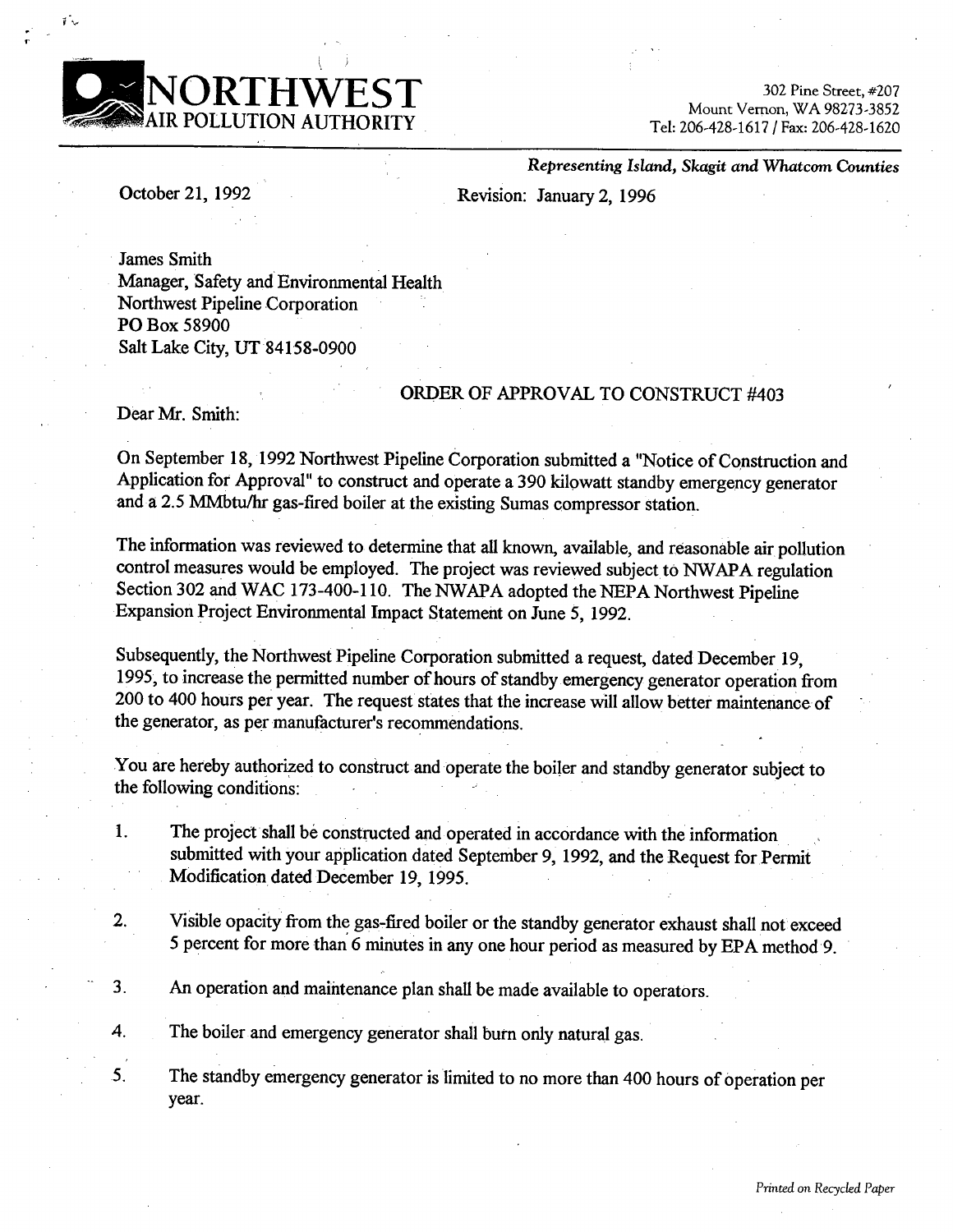# NORTHWEST AIR POLLUTION AUTHORITY

302 Pine Street, #207
Mount Vernon, WA 98273-3852
Tel: 206-428-1617 / Fax: 206-428-1620

*Representing Island, Skagit and Whatcom Counties*

October 21, 1992

Revision: January 2, 1996

James Smith
Manager, Safety and Environmental Health
Northwest Pipeline Corporation
PO Box 58900
Salt Lake City, UT 84158-0900

ORDER OF APPROVAL TO CONSTRUCT #403

Dear Mr. Smith:

On September 18, 1992 Northwest Pipeline Corporation submitted a "Notice of Construction and Application for Approval" to construct and operate a 390 kilowatt standby emergency generator and a 2.5 MMbtu/hr gas-fired boiler at the existing Sumas compressor station.

The information was reviewed to determine that all known, available, and reasonable air pollution control measures would be employed. The project was reviewed subject to NWAPA regulation Section 302 and WAC 173-400-110. The NWAPA adopted the NEPA Northwest Pipeline Expansion Project Environmental Impact Statement on June 5, 1992.

Subsequently, the Northwest Pipeline Corporation submitted a request, dated December 19, 1995, to increase the permitted number of hours of standby emergency generator operation from 200 to 400 hours per year. The request states that the increase will allow better maintenance of the generator, as per manufacturer's recommendations.

You are hereby authorized to construct and operate the boiler and standby generator subject to the following conditions:

1. The project shall be constructed and operated in accordance with the information submitted with your application dated September 9, 1992, and the Request for Permit Modification dated December 19, 1995.

2. Visible opacity from the gas-fired boiler or the standby generator exhaust shall not exceed 5 percent for more than 6 minutes in any one hour period as measured by EPA method 9.

3. An operation and maintenance plan shall be made available to operators.

4. The boiler and emergency generator shall burn only natural gas.

5. The standby emergency generator is limited to no more than 400 hours of operation per year.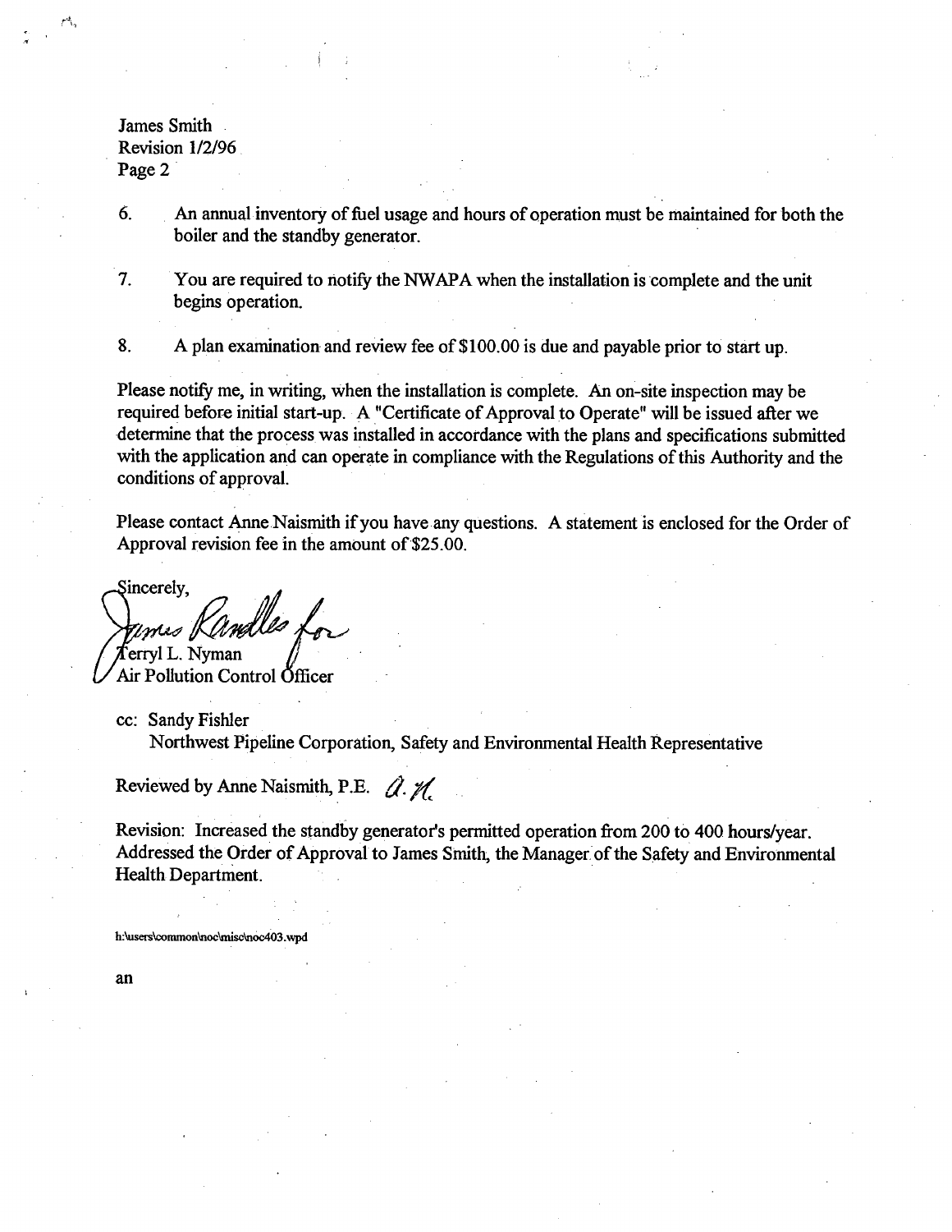James Smith
Revision 1/2/96
Page 2

6. An annual inventory of fuel usage and hours of operation must be maintained for both the boiler and the standby generator.

7. You are required to notify the NWAPA when the installation is complete and the unit begins operation.

8. A plan examination and review fee of $100.00 is due and payable prior to start up.

Please notify me, in writing, when the installation is complete. An on-site inspection may be required before initial start-up. A "Certificate of Approval to Operate" will be issued after we determine that the process was installed in accordance with the plans and specifications submitted with the application and can operate in compliance with the Regulations of this Authority and the conditions of approval.

Please contact Anne Naismith if you have any questions. A statement is enclosed for the Order of Approval revision fee in the amount of $25.00.

Sincerely,

James Randles for
Terryl L. Nyman
Air Pollution Control Officer

cc: Sandy Fishler
Northwest Pipeline Corporation, Safety and Environmental Health Representative

Reviewed by Anne Naismith, P.E. A.N.

Revision: Increased the standby generator's permitted operation from 200 to 400 hours/year. Addressed the Order of Approval to James Smith, the Manager of the Safety and Environmental Health Department.

h:\users\common\noc\misc\noc403.wpd

an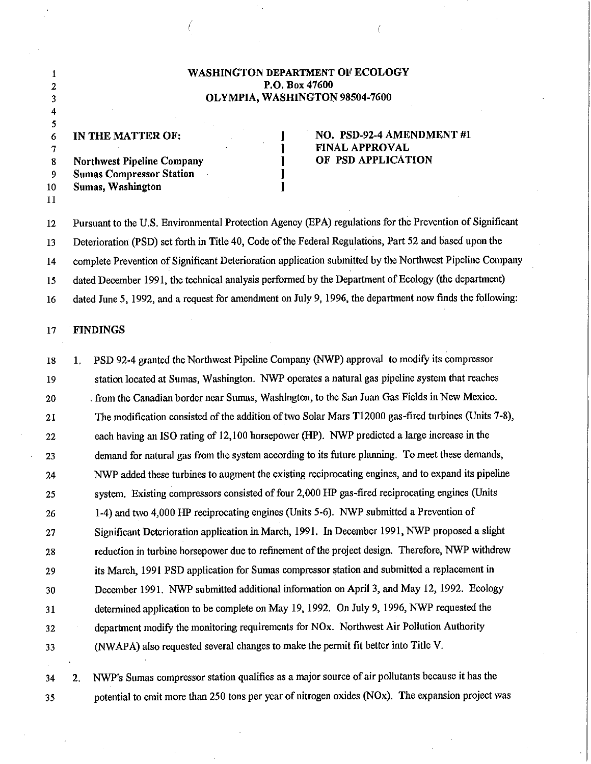**WASHINGTON DEPARTMENT OF ECOLOGY**
**P.O. Box 47600**
**OLYMPIA, WASHINGTON 98504-7600**

| IN THE MATTER OF: | ] | NO. PSD-92-4 AMENDMENT #1 |
|---|---|---|
| | ] | FINAL APPROVAL |
| **Northwest Pipeline Company** | ] | OF PSD APPLICATION |
| **Sumas Compressor Station** | ] | |
| **Sumas, Washington** | ] | |

Pursuant to the U.S. Environmental Protection Agency (EPA) regulations for the Prevention of Significant Deterioration (PSD) set forth in Title 40, Code of the Federal Regulations, Part 52 and based upon the complete Prevention of Significant Deterioration application submitted by the Northwest Pipeline Company dated December 1991, the technical analysis performed by the Department of Ecology (the department) dated June 5, 1992, and a request for amendment on July 9, 1996, the department now finds the following:

## FINDINGS

1. PSD 92-4 granted the Northwest Pipeline Company (NWP) approval to modify its compressor station located at Sumas, Washington. NWP operates a natural gas pipeline system that reaches from the Canadian border near Sumas, Washington, to the San Juan Gas Fields in New Mexico. The modification consisted of the addition of two Solar Mars T12000 gas-fired turbines (Units 7-8), each having an ISO rating of 12,100 horsepower (HP). NWP predicted a large increase in the demand for natural gas from the system according to its future planning. To meet these demands, NWP added these turbines to augment the existing reciprocating engines, and to expand its pipeline system. Existing compressors consisted of four 2,000 HP gas-fired reciprocating engines (Units 1-4) and two 4,000 HP reciprocating engines (Units 5-6). NWP submitted a Prevention of Significant Deterioration application in March, 1991. In December 1991, NWP proposed a slight reduction in turbine horsepower due to refinement of the project design. Therefore, NWP withdrew its March, 1991 PSD application for Sumas compressor station and submitted a replacement in December 1991. NWP submitted additional information on April 3, and May 12, 1992. Ecology determined application to be complete on May 19, 1992. On July 9, 1996, NWP requested the department modify the monitoring requirements for NOx. Northwest Air Pollution Authority (NWAPA) also requested several changes to make the permit fit better into Title V.

2. NWP's Sumas compressor station qualifies as a major source of air pollutants because it has the potential to emit more than 250 tons per year of nitrogen oxides (NOx). The expansion project was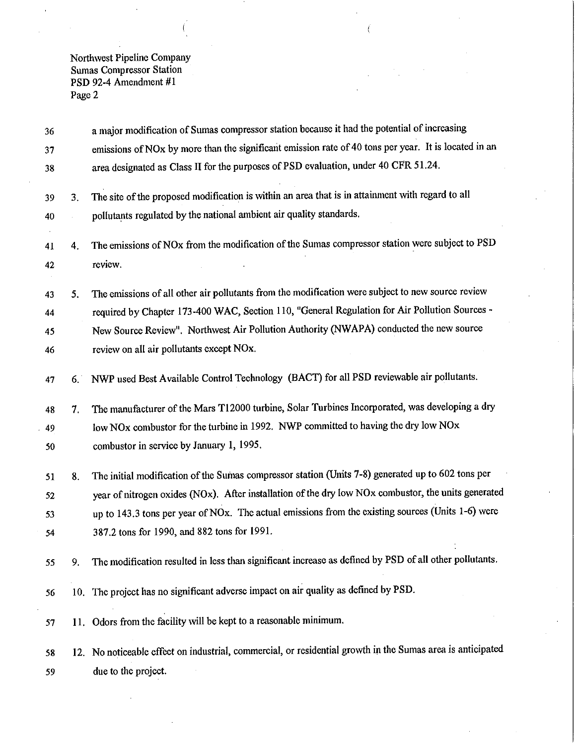a major modification of Sumas compressor station because it had the potential of increasing emissions of NOx by more than the significant emission rate of 40 tons per year. It is located in an area designated as Class II for the purposes of PSD evaluation, under 40 CFR 51.24.

3. The site of the proposed modification is within an area that is in attainment with regard to all pollutants regulated by the national ambient air quality standards.

4. The emissions of NOx from the modification of the Sumas compressor station were subject to PSD review.

5. The emissions of all other air pollutants from the modification were subject to new source review required by Chapter 173-400 WAC, Section 110, "General Regulation for Air Pollution Sources - New Source Review". Northwest Air Pollution Authority (NWAPA) conducted the new source review on all air pollutants except NOx.

6. NWP used Best Available Control Technology (BACT) for all PSD reviewable air pollutants.

7. The manufacturer of the Mars T12000 turbine, Solar Turbines Incorporated, was developing a dry low NOx combustor for the turbine in 1992. NWP committed to having the dry low NOx combustor in service by January 1, 1995.

8. The initial modification of the Sumas compressor station (Units 7-8) generated up to 602 tons per year of nitrogen oxides (NOx). After installation of the dry low NOx combustor, the units generated up to 143.3 tons per year of NOx. The actual emissions from the existing sources (Units 1-6) were 387.2 tons for 1990, and 882 tons for 1991.

9. The modification resulted in less than significant increase as defined by PSD of all other pollutants.

10. The project has no significant adverse impact on air quality as defined by PSD.

11. Odors from the facility will be kept to a reasonable minimum.

12. No noticeable effect on industrial, commercial, or residential growth in the Sumas area is anticipated due to the project.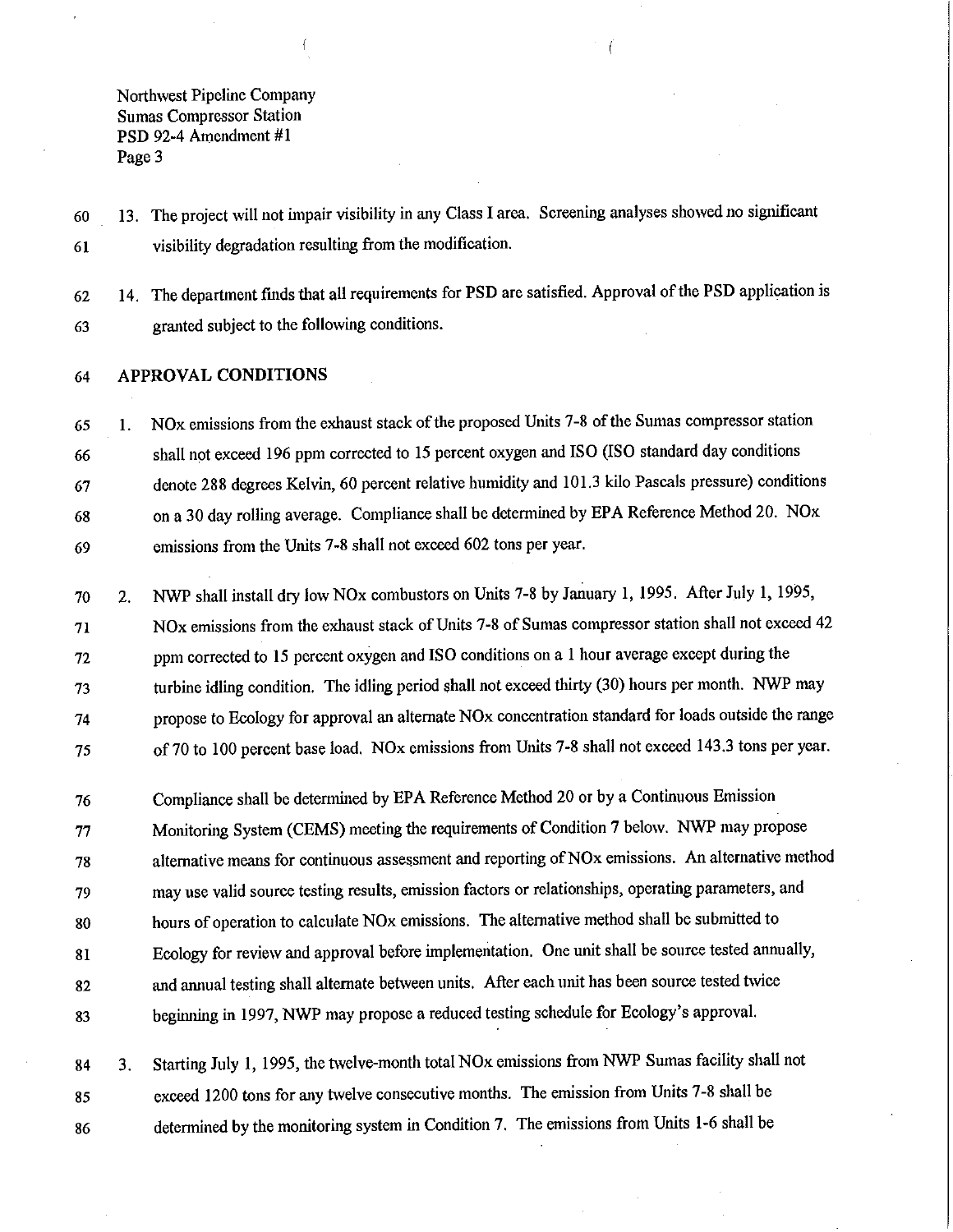13. The project will not impair visibility in any Class I area. Screening analyses showed no significant visibility degradation resulting from the modification.

14. The department finds that all requirements for PSD are satisfied. Approval of the PSD application is granted subject to the following conditions.

## APPROVAL CONDITIONS

1. NOx emissions from the exhaust stack of the proposed Units 7-8 of the Sumas compressor station shall not exceed 196 ppm corrected to 15 percent oxygen and ISO (ISO standard day conditions denote 288 degrees Kelvin, 60 percent relative humidity and 101.3 kilo Pascals pressure) conditions on a 30 day rolling average. Compliance shall be determined by EPA Reference Method 20. NOx emissions from the Units 7-8 shall not exceed 602 tons per year.

2. NWP shall install dry low NOx combustors on Units 7-8 by January 1, 1995. After July 1, 1995, NOx emissions from the exhaust stack of Units 7-8 of Sumas compressor station shall not exceed 42 ppm corrected to 15 percent oxygen and ISO conditions on a 1 hour average except during the turbine idling condition. The idling period shall not exceed thirty (30) hours per month. NWP may propose to Ecology for approval an alternate NOx concentration standard for loads outside the range of 70 to 100 percent base load. NOx emissions from Units 7-8 shall not exceed 143.3 tons per year.

   Compliance shall be determined by EPA Reference Method 20 or by a Continuous Emission Monitoring System (CEMS) meeting the requirements of Condition 7 below. NWP may propose alternative means for continuous assessment and reporting of NOx emissions. An alternative method may use valid source testing results, emission factors or relationships, operating parameters, and hours of operation to calculate NOx emissions. The alternative method shall be submitted to Ecology for review and approval before implementation. One unit shall be source tested annually, and annual testing shall alternate between units. After each unit has been source tested twice beginning in 1997, NWP may propose a reduced testing schedule for Ecology's approval.

3. Starting July 1, 1995, the twelve-month total NOx emissions from NWP Sumas facility shall not exceed 1200 tons for any twelve consecutive months. The emission from Units 7-8 shall be determined by the monitoring system in Condition 7. The emissions from Units 1-6 shall be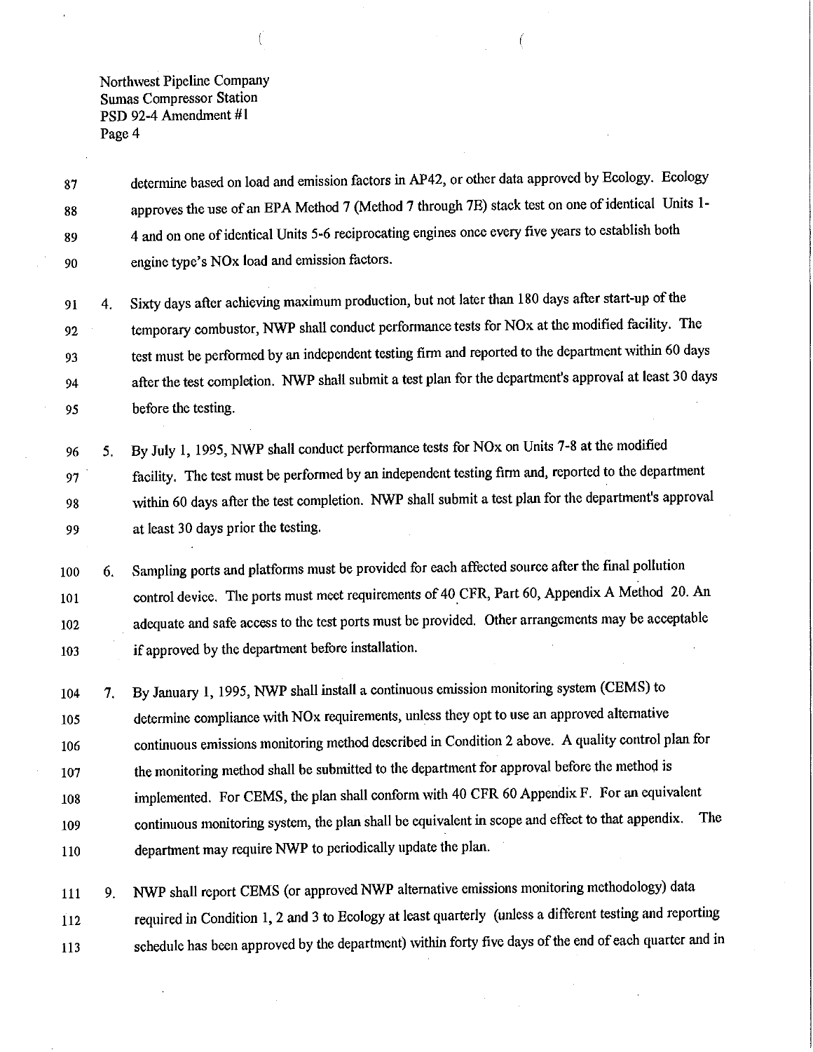determine based on load and emission factors in AP42, or other data approved by Ecology. Ecology approves the use of an EPA Method 7 (Method 7 through 7E) stack test on one of identical Units 1-4 and on one of identical Units 5-6 reciprocating engines once every five years to establish both engine type's NOx load and emission factors.

4. Sixty days after achieving maximum production, but not later than 180 days after start-up of the temporary combustor, NWP shall conduct performance tests for NOx at the modified facility. The test must be performed by an independent testing firm and reported to the department within 60 days after the test completion. NWP shall submit a test plan for the department's approval at least 30 days before the testing.

5. By July 1, 1995, NWP shall conduct performance tests for NOx on Units 7-8 at the modified facility. The test must be performed by an independent testing firm and, reported to the department within 60 days after the test completion. NWP shall submit a test plan for the department's approval at least 30 days prior the testing.

6. Sampling ports and platforms must be provided for each affected source after the final pollution control device. The ports must meet requirements of 40 CFR, Part 60, Appendix A Method 20. An adequate and safe access to the test ports must be provided. Other arrangements may be acceptable if approved by the department before installation.

7. By January 1, 1995, NWP shall install a continuous emission monitoring system (CEMS) to determine compliance with NOx requirements, unless they opt to use an approved alternative continuous emissions monitoring method described in Condition 2 above. A quality control plan for the monitoring method shall be submitted to the department for approval before the method is implemented. For CEMS, the plan shall conform with 40 CFR 60 Appendix F. For an equivalent continuous monitoring system, the plan shall be equivalent in scope and effect to that appendix. The department may require NWP to periodically update the plan.

9. NWP shall report CEMS (or approved NWP alternative emissions monitoring methodology) data required in Condition 1, 2 and 3 to Ecology at least quarterly (unless a different testing and reporting schedule has been approved by the department) within forty five days of the end of each quarter and in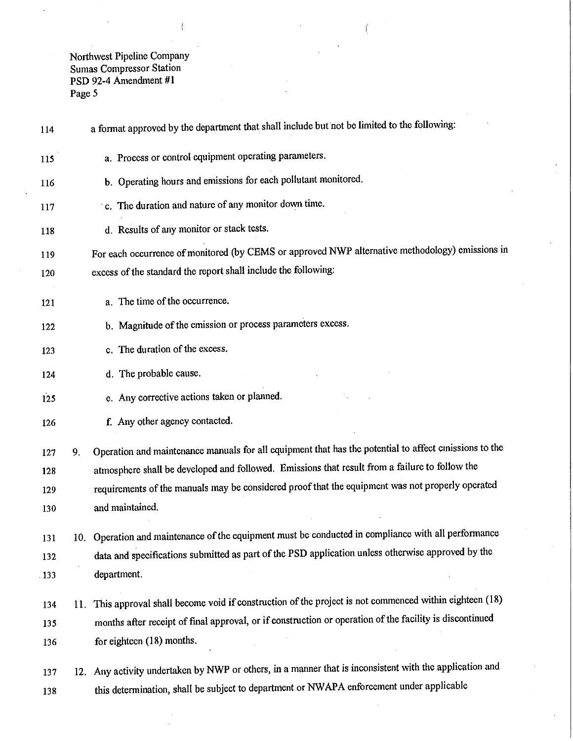a format approved by the department that shall include but not be limited to the following:

a. Process or control equipment operating parameters.

b. Operating hours and emissions for each pollutant monitored.

c. The duration and nature of any monitor down time.

d. Results of any monitor or stack tests.

For each occurrence of monitored (by CEMS or approved NWP alternative methodology) emissions in excess of the standard the report shall include the following:

a. The time of the occurrence.

b. Magnitude of the emission or process parameters excess.

c. The duration of the excess.

d. The probable cause.

e. Any corrective actions taken or planned.

f. Any other agency contacted.

9. Operation and maintenance manuals for all equipment that has the potential to affect emissions to the atmosphere shall be developed and followed. Emissions that result from a failure to follow the requirements of the manuals may be considered proof that the equipment was not properly operated and maintained.

10. Operation and maintenance of the equipment must be conducted in compliance with all performance data and specifications submitted as part of the PSD application unless otherwise approved by the department.

11. This approval shall become void if construction of the project is not commenced within eighteen (18) months after receipt of final approval, or if construction or operation of the facility is discontinued for eighteen (18) months.

12. Any activity undertaken by NWP or others, in a manner that is inconsistent with the application and this determination, shall be subject to department or NWAPA enforcement under applicable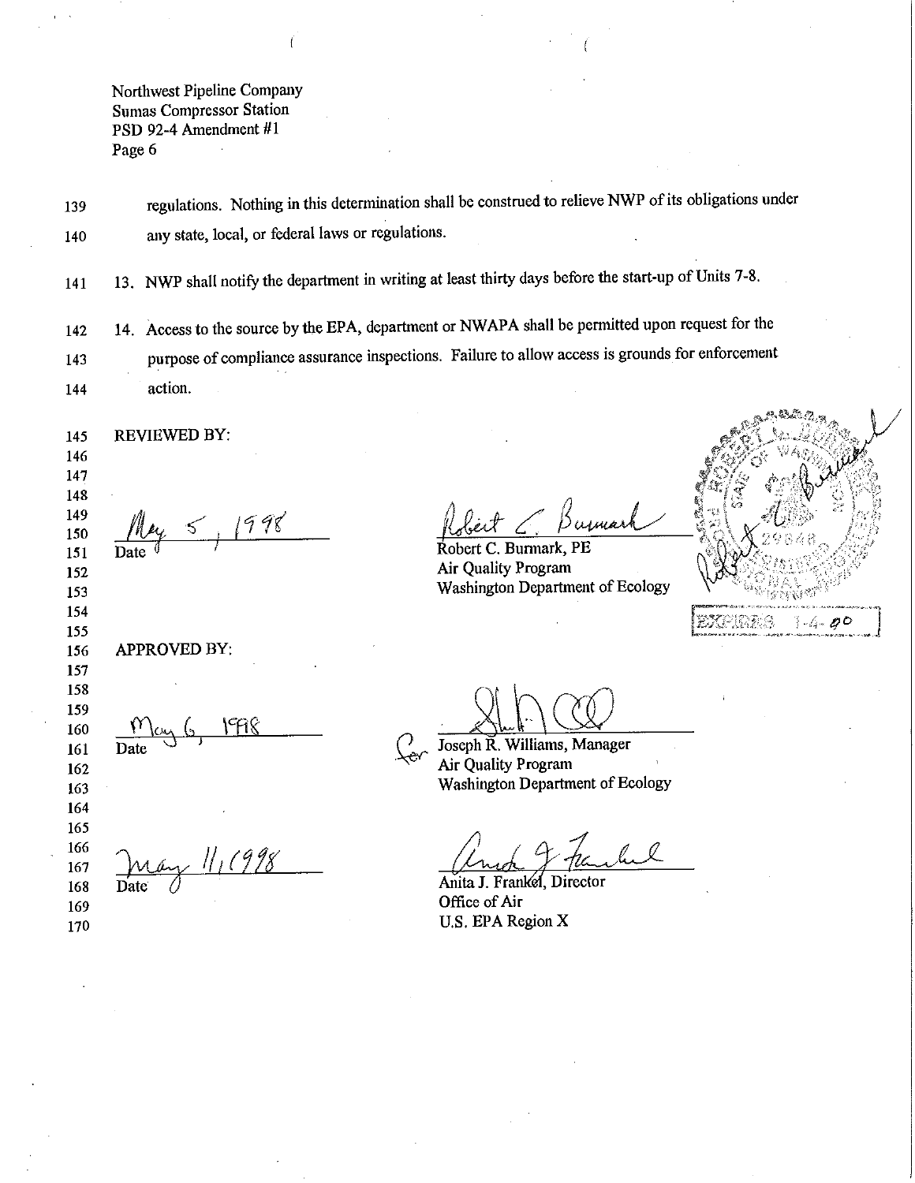Northwest Pipeline Company
Sumas Compressor Station
PSD 92-4 Amendment #1
Page 6

regulations. Nothing in this determination shall be construed to relieve NWP of its obligations under any state, local, or federal laws or regulations.

13. NWP shall notify the department in writing at least thirty days before the start-up of Units 7-8.

14. Access to the source by the EPA, department or NWAPA shall be permitted upon request for the purpose of compliance assurance inspections. Failure to allow access is grounds for enforcement action.

REVIEWED BY:

May 5, 1998
Date

Robert C. Burmark, PE
Air Quality Program
Washington Department of Ecology

EXPIRES 1-4-00

APPROVED BY:

May 6, 1998
Date

for Joseph R. Williams, Manager
Air Quality Program
Washington Department of Ecology

May 11, 1998
Date

Anita J. Frankel, Director
Office of Air
U.S. EPA Region X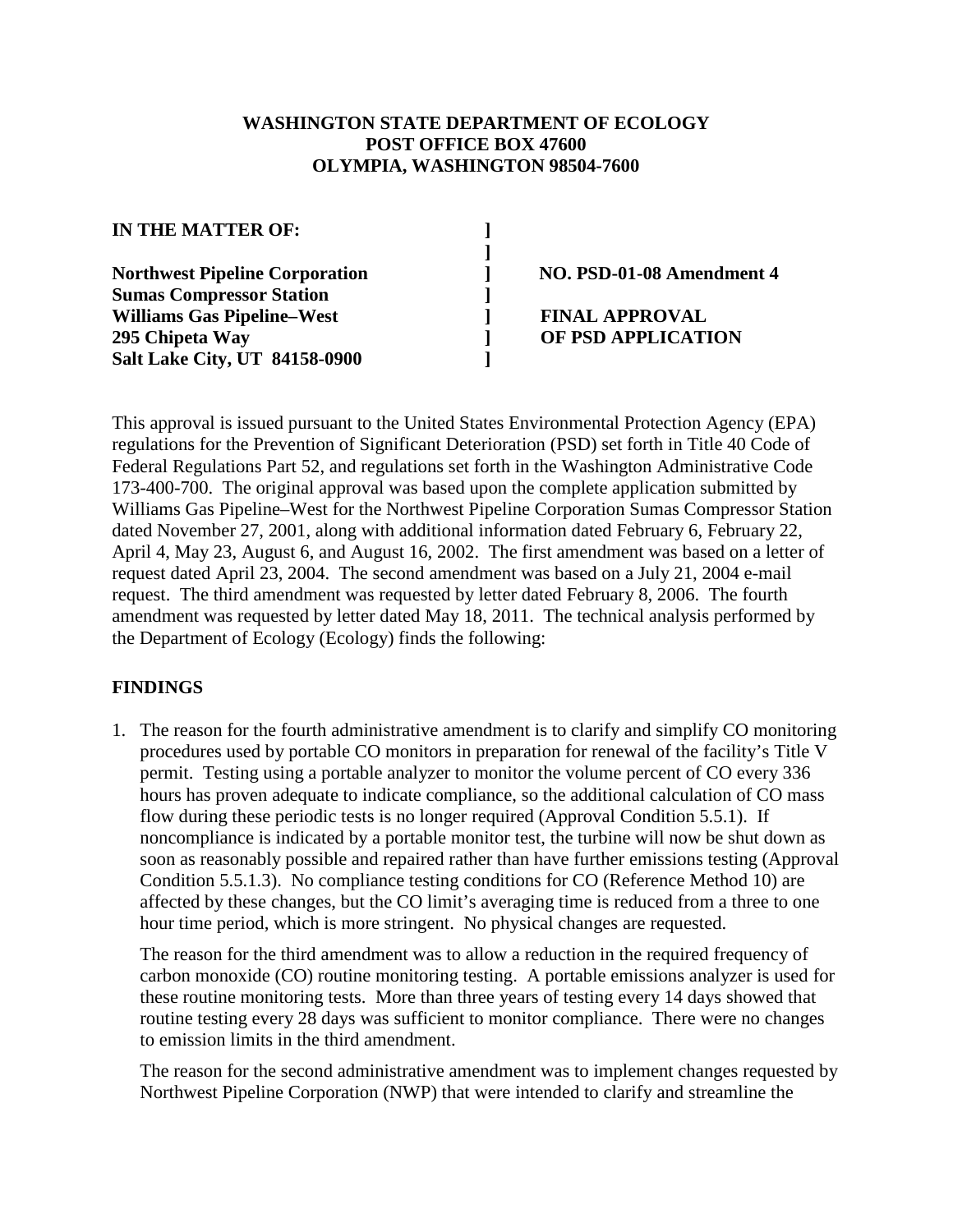**WASHINGTON STATE DEPARTMENT OF ECOLOGY**
**POST OFFICE BOX 47600**
**OLYMPIA, WASHINGTON 98504-7600**

| | | |
|---|---|---|
| **IN THE MATTER OF:** | ] | |
| | ] | |
| **Northwest Pipeline Corporation** | ] | **NO. PSD-01-08 Amendment 4** |
| **Sumas Compressor Station** | ] | |
| **Williams Gas Pipeline–West** | ] | **FINAL APPROVAL** |
| **295 Chipeta Way** | ] | **OF PSD APPLICATION** |
| **Salt Lake City, UT 84158-0900** | ] | |

This approval is issued pursuant to the United States Environmental Protection Agency (EPA) regulations for the Prevention of Significant Deterioration (PSD) set forth in Title 40 Code of Federal Regulations Part 52, and regulations set forth in the Washington Administrative Code 173-400-700. The original approval was based upon the complete application submitted by Williams Gas Pipeline–West for the Northwest Pipeline Corporation Sumas Compressor Station dated November 27, 2001, along with additional information dated February 6, February 22, April 4, May 23, August 6, and August 16, 2002. The first amendment was based on a letter of request dated April 23, 2004. The second amendment was based on a July 21, 2004 e-mail request. The third amendment was requested by letter dated February 8, 2006. The fourth amendment was requested by letter dated May 18, 2011. The technical analysis performed by the Department of Ecology (Ecology) finds the following:

## FINDINGS

1. The reason for the fourth administrative amendment is to clarify and simplify CO monitoring procedures used by portable CO monitors in preparation for renewal of the facility's Title V permit. Testing using a portable analyzer to monitor the volume percent of CO every 336 hours has proven adequate to indicate compliance, so the additional calculation of CO mass flow during these periodic tests is no longer required (Approval Condition 5.5.1). If noncompliance is indicated by a portable monitor test, the turbine will now be shut down as soon as reasonably possible and repaired rather than have further emissions testing (Approval Condition 5.5.1.3). No compliance testing conditions for CO (Reference Method 10) are affected by these changes, but the CO limit's averaging time is reduced from a three to one hour time period, which is more stringent. No physical changes are requested.

   The reason for the third amendment was to allow a reduction in the required frequency of carbon monoxide (CO) routine monitoring testing. A portable emissions analyzer is used for these routine monitoring tests. More than three years of testing every 14 days showed that routine testing every 28 days was sufficient to monitor compliance. There were no changes to emission limits in the third amendment.

   The reason for the second administrative amendment was to implement changes requested by Northwest Pipeline Corporation (NWP) that were intended to clarify and streamline the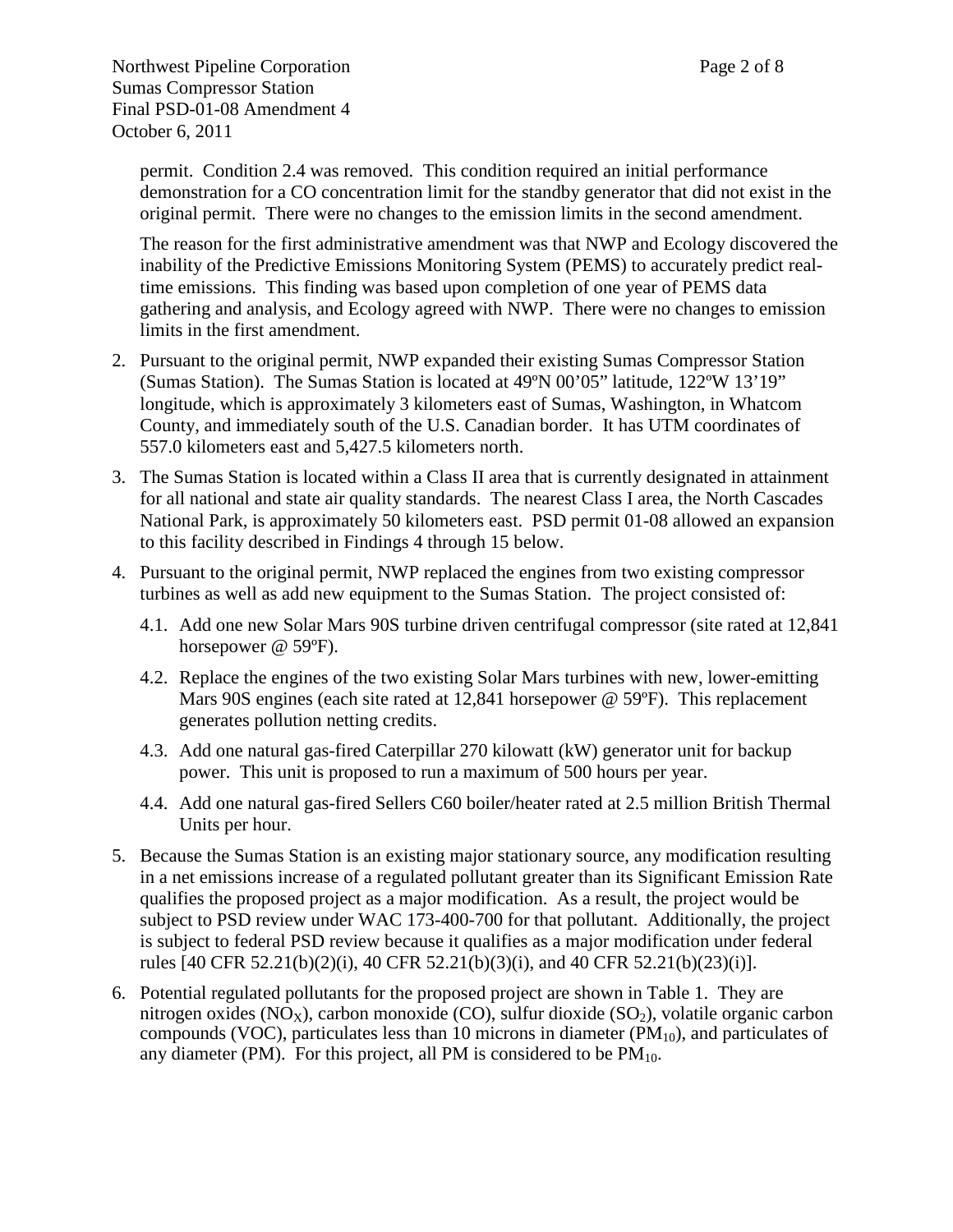permit. Condition 2.4 was removed. This condition required an initial performance demonstration for a CO concentration limit for the standby generator that did not exist in the original permit. There were no changes to the emission limits in the second amendment.

The reason for the first administrative amendment was that NWP and Ecology discovered the inability of the Predictive Emissions Monitoring System (PEMS) to accurately predict real-time emissions. This finding was based upon completion of one year of PEMS data gathering and analysis, and Ecology agreed with NWP. There were no changes to emission limits in the first amendment.

2. Pursuant to the original permit, NWP expanded their existing Sumas Compressor Station (Sumas Station). The Sumas Station is located at 49ºN 00'05" latitude, 122ºW 13'19" longitude, which is approximately 3 kilometers east of Sumas, Washington, in Whatcom County, and immediately south of the U.S. Canadian border. It has UTM coordinates of 557.0 kilometers east and 5,427.5 kilometers north.

3. The Sumas Station is located within a Class II area that is currently designated in attainment for all national and state air quality standards. The nearest Class I area, the North Cascades National Park, is approximately 50 kilometers east. PSD permit 01-08 allowed an expansion to this facility described in Findings 4 through 15 below.

4. Pursuant to the original permit, NWP replaced the engines from two existing compressor turbines as well as add new equipment to the Sumas Station. The project consisted of:

   4.1. Add one new Solar Mars 90S turbine driven centrifugal compressor (site rated at 12,841 horsepower @ 59ºF).

   4.2. Replace the engines of the two existing Solar Mars turbines with new, lower-emitting Mars 90S engines (each site rated at 12,841 horsepower @ 59ºF). This replacement generates pollution netting credits.

   4.3. Add one natural gas-fired Caterpillar 270 kilowatt (kW) generator unit for backup power. This unit is proposed to run a maximum of 500 hours per year.

   4.4. Add one natural gas-fired Sellers C60 boiler/heater rated at 2.5 million British Thermal Units per hour.

5. Because the Sumas Station is an existing major stationary source, any modification resulting in a net emissions increase of a regulated pollutant greater than its Significant Emission Rate qualifies the proposed project as a major modification. As a result, the project would be subject to PSD review under WAC 173-400-700 for that pollutant. Additionally, the project is subject to federal PSD review because it qualifies as a major modification under federal rules [40 CFR 52.21(b)(2)(i), 40 CFR 52.21(b)(3)(i), and 40 CFR 52.21(b)(23)(i)].

6. Potential regulated pollutants for the proposed project are shown in Table 1. They are nitrogen oxides ($NO_X$), carbon monoxide (CO), sulfur dioxide ($SO_2$), volatile organic carbon compounds (VOC), particulates less than 10 microns in diameter ($PM_{10}$), and particulates of any diameter (PM). For this project, all PM is considered to be $PM_{10}$.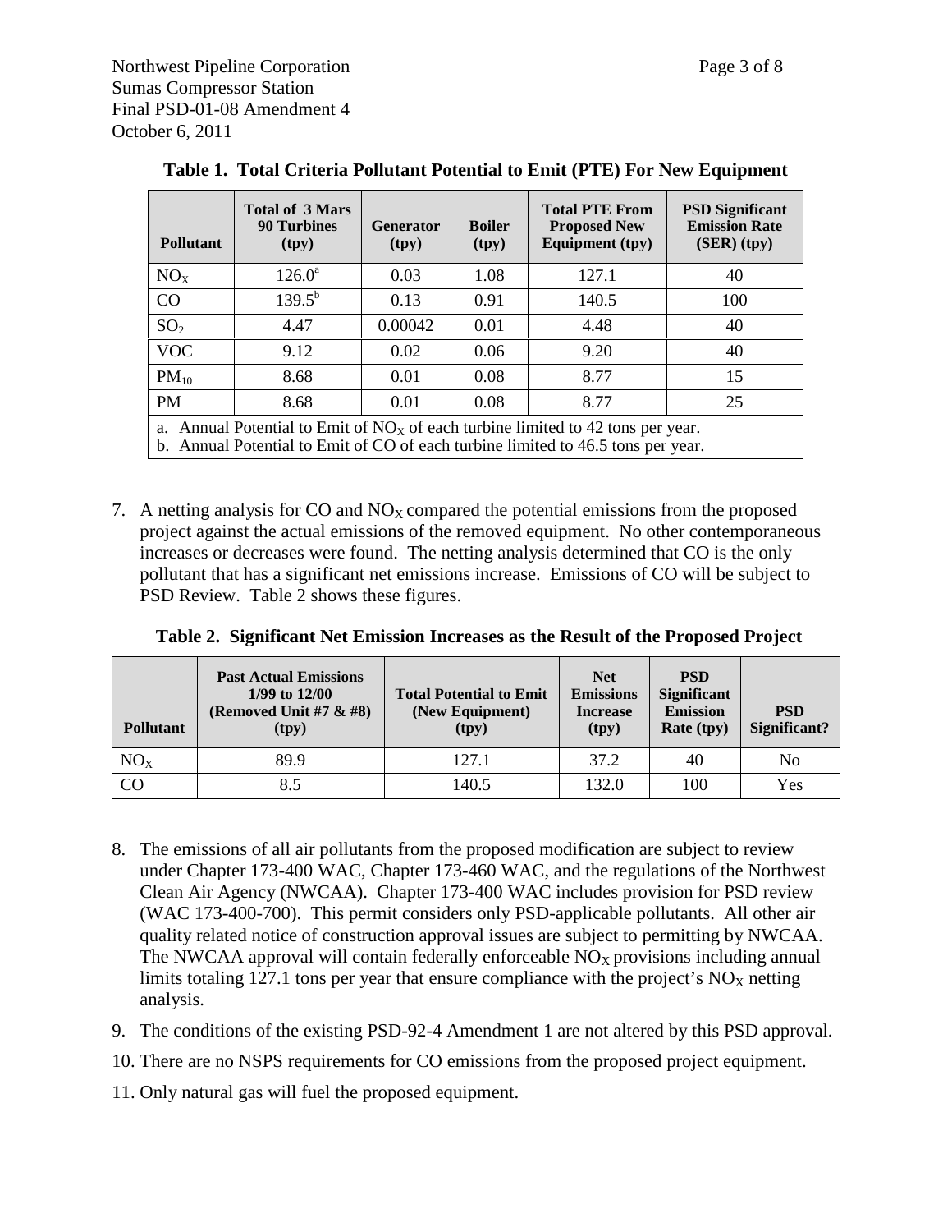**Table 1. Total Criteria Pollutant Potential to Emit (PTE) For New Equipment**

| Pollutant | Total of 3 Mars 90 Turbines (tpy) | Generator (tpy) | Boiler (tpy) | Total PTE From Proposed New Equipment (tpy) | PSD Significant Emission Rate (SER) (tpy) |
|---|---|---|---|---|---|
| $NO_X$ | 126.0[a] | 0.03 | 1.08 | 127.1 | 40 |
| CO | 139.5[b] | 0.13 | 0.91 | 140.5 | 100 |
| $SO_2$ | 4.47 | 0.00042 | 0.01 | 4.48 | 40 |
| VOC | 9.12 | 0.02 | 0.06 | 9.20 | 40 |
| $PM_{10}$ | 8.68 | 0.01 | 0.08 | 8.77 | 15 |
| PM | 8.68 | 0.01 | 0.08 | 8.77 | 25 |

a. Annual Potential to Emit of $NO_X$ of each turbine limited to 42 tons per year.
b. Annual Potential to Emit of CO of each turbine limited to 46.5 tons per year.

7. A netting analysis for CO and $NO_X$ compared the potential emissions from the proposed project against the actual emissions of the removed equipment. No other contemporaneous increases or decreases were found. The netting analysis determined that CO is the only pollutant that has a significant net emissions increase. Emissions of CO will be subject to PSD Review. Table 2 shows these figures.

**Table 2. Significant Net Emission Increases as the Result of the Proposed Project**

| Pollutant | Past Actual Emissions 1/99 to 12/00 (Removed Unit #7 & #8) (tpy) | Total Potential to Emit (New Equipment) (tpy) | Net Emissions Increase (tpy) | PSD Significant Emission Rate (tpy) | PSD Significant? |
|---|---|---|---|---|---|
| $NO_X$ | 89.9 | 127.1 | 37.2 | 40 | No |
| CO | 8.5 | 140.5 | 132.0 | 100 | Yes |

8. The emissions of all air pollutants from the proposed modification are subject to review under Chapter 173-400 WAC, Chapter 173-460 WAC, and the regulations of the Northwest Clean Air Agency (NWCAA). Chapter 173-400 WAC includes provision for PSD review (WAC 173-400-700). This permit considers only PSD-applicable pollutants. All other air quality related notice of construction approval issues are subject to permitting by NWCAA. The NWCAA approval will contain federally enforceable $NO_X$ provisions including annual limits totaling 127.1 tons per year that ensure compliance with the project's $NO_X$ netting analysis.
9. The conditions of the existing PSD-92-4 Amendment 1 are not altered by this PSD approval.
10. There are no NSPS requirements for CO emissions from the proposed project equipment.
11. Only natural gas will fuel the proposed equipment.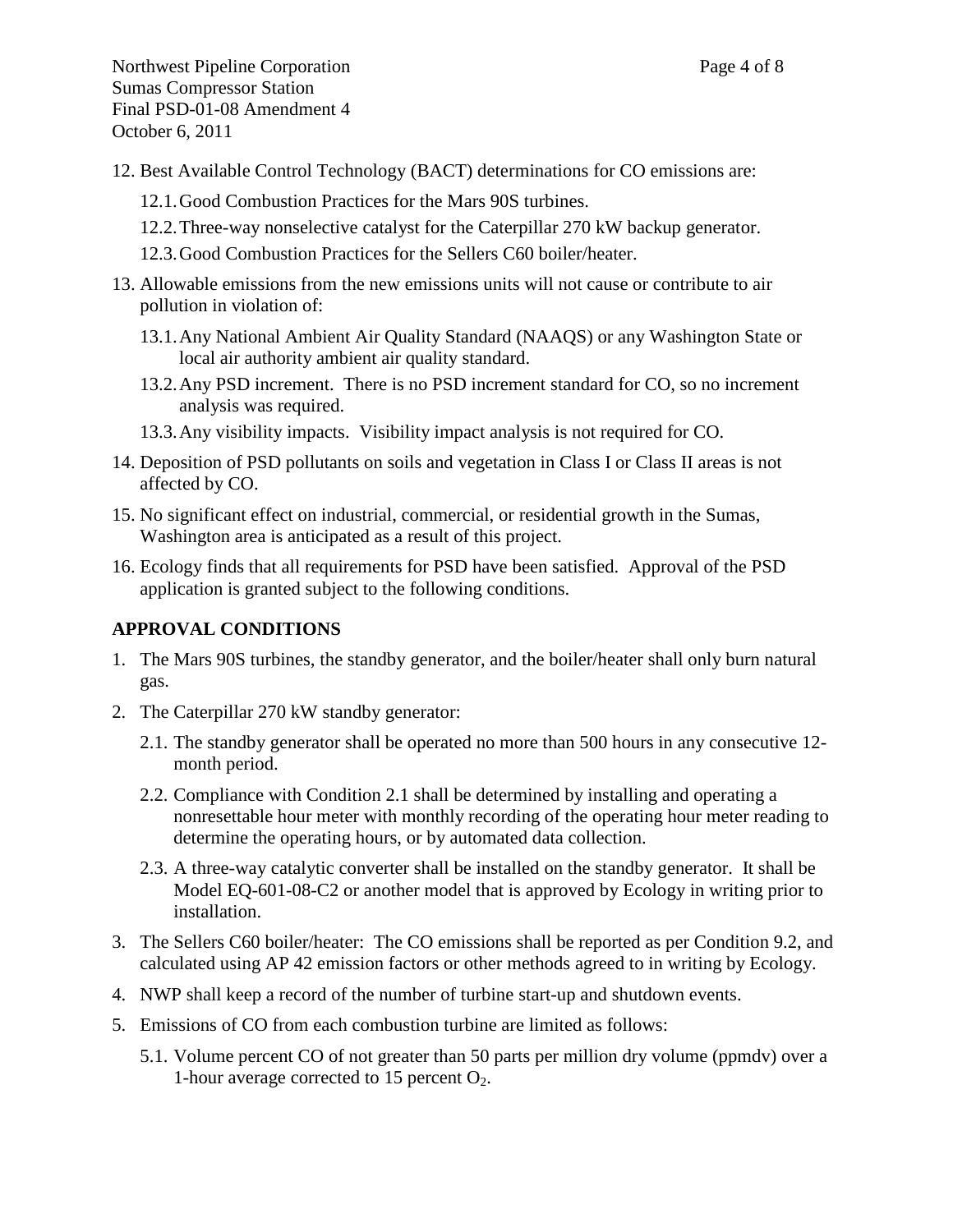12. Best Available Control Technology (BACT) determinations for CO emissions are:

    12.1. Good Combustion Practices for the Mars 90S turbines.

    12.2. Three-way nonselective catalyst for the Caterpillar 270 kW backup generator.

    12.3. Good Combustion Practices for the Sellers C60 boiler/heater.

13. Allowable emissions from the new emissions units will not cause or contribute to air pollution in violation of:

    13.1. Any National Ambient Air Quality Standard (NAAQS) or any Washington State or local air authority ambient air quality standard.

    13.2. Any PSD increment. There is no PSD increment standard for CO, so no increment analysis was required.

    13.3. Any visibility impacts. Visibility impact analysis is not required for CO.

14. Deposition of PSD pollutants on soils and vegetation in Class I or Class II areas is not affected by CO.

15. No significant effect on industrial, commercial, or residential growth in the Sumas, Washington area is anticipated as a result of this project.

16. Ecology finds that all requirements for PSD have been satisfied. Approval of the PSD application is granted subject to the following conditions.

## APPROVAL CONDITIONS

1. The Mars 90S turbines, the standby generator, and the boiler/heater shall only burn natural gas.

2. The Caterpillar 270 kW standby generator:

    2.1. The standby generator shall be operated no more than 500 hours in any consecutive 12-month period.

    2.2. Compliance with Condition 2.1 shall be determined by installing and operating a nonresettable hour meter with monthly recording of the operating hour meter reading to determine the operating hours, or by automated data collection.

    2.3. A three-way catalytic converter shall be installed on the standby generator. It shall be Model EQ-601-08-C2 or another model that is approved by Ecology in writing prior to installation.

3. The Sellers C60 boiler/heater: The CO emissions shall be reported as per Condition 9.2, and calculated using AP 42 emission factors or other methods agreed to in writing by Ecology.

4. NWP shall keep a record of the number of turbine start-up and shutdown events.

5. Emissions of CO from each combustion turbine are limited as follows:

    5.1. Volume percent CO of not greater than 50 parts per million dry volume (ppmdv) over a 1-hour average corrected to 15 percent $O_2$.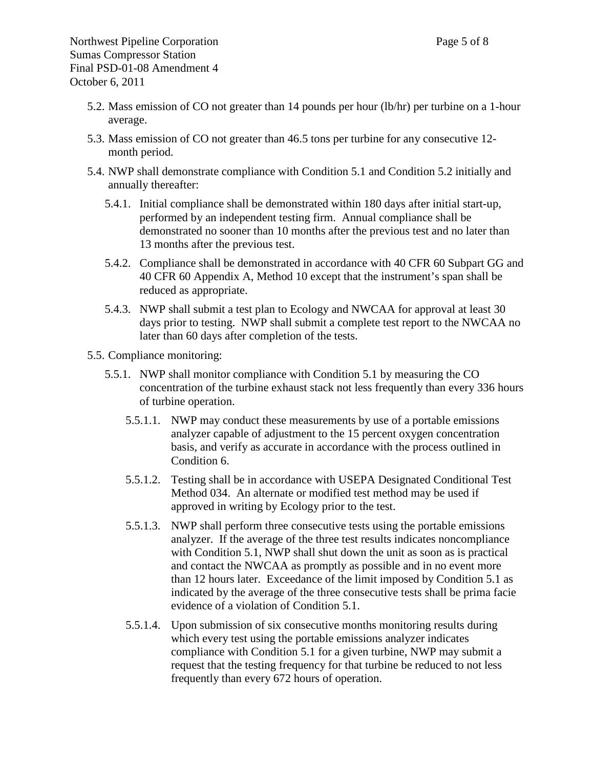5.2. Mass emission of CO not greater than 14 pounds per hour (lb/hr) per turbine on a 1-hour average.

5.3. Mass emission of CO not greater than 46.5 tons per turbine for any consecutive 12-month period.

5.4. NWP shall demonstrate compliance with Condition 5.1 and Condition 5.2 initially and annually thereafter:

5.4.1. Initial compliance shall be demonstrated within 180 days after initial start-up, performed by an independent testing firm. Annual compliance shall be demonstrated no sooner than 10 months after the previous test and no later than 13 months after the previous test.

5.4.2. Compliance shall be demonstrated in accordance with 40 CFR 60 Subpart GG and 40 CFR 60 Appendix A, Method 10 except that the instrument's span shall be reduced as appropriate.

5.4.3. NWP shall submit a test plan to Ecology and NWCAA for approval at least 30 days prior to testing. NWP shall submit a complete test report to the NWCAA no later than 60 days after completion of the tests.

5.5. Compliance monitoring:

5.5.1. NWP shall monitor compliance with Condition 5.1 by measuring the CO concentration of the turbine exhaust stack not less frequently than every 336 hours of turbine operation.

5.5.1.1. NWP may conduct these measurements by use of a portable emissions analyzer capable of adjustment to the 15 percent oxygen concentration basis, and verify as accurate in accordance with the process outlined in Condition 6.

5.5.1.2. Testing shall be in accordance with USEPA Designated Conditional Test Method 034. An alternate or modified test method may be used if approved in writing by Ecology prior to the test.

5.5.1.3. NWP shall perform three consecutive tests using the portable emissions analyzer. If the average of the three test results indicates noncompliance with Condition 5.1, NWP shall shut down the unit as soon as is practical and contact the NWCAA as promptly as possible and in no event more than 12 hours later. Exceedance of the limit imposed by Condition 5.1 as indicated by the average of the three consecutive tests shall be prima facie evidence of a violation of Condition 5.1.

5.5.1.4. Upon submission of six consecutive months monitoring results during which every test using the portable emissions analyzer indicates compliance with Condition 5.1 for a given turbine, NWP may submit a request that the testing frequency for that turbine be reduced to not less frequently than every 672 hours of operation.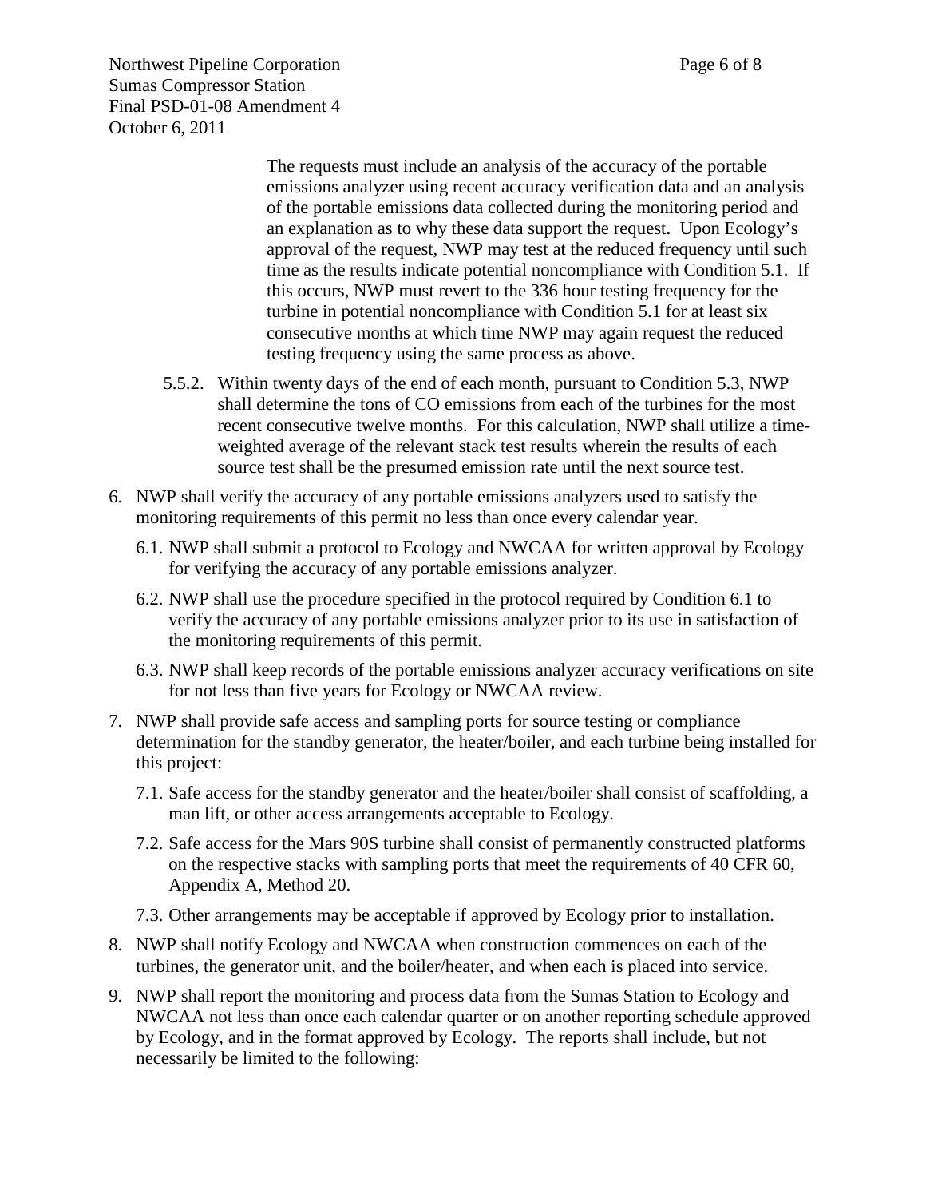The requests must include an analysis of the accuracy of the portable emissions analyzer using recent accuracy verification data and an analysis of the portable emissions data collected during the monitoring period and an explanation as to why these data support the request. Upon Ecology's approval of the request, NWP may test at the reduced frequency until such time as the results indicate potential noncompliance with Condition 5.1. If this occurs, NWP must revert to the 336 hour testing frequency for the turbine in potential noncompliance with Condition 5.1 for at least six consecutive months at which time NWP may again request the reduced testing frequency using the same process as above.

5.5.2. Within twenty days of the end of each month, pursuant to Condition 5.3, NWP shall determine the tons of CO emissions from each of the turbines for the most recent consecutive twelve months. For this calculation, NWP shall utilize a time-weighted average of the relevant stack test results wherein the results of each source test shall be the presumed emission rate until the next source test.

6. NWP shall verify the accuracy of any portable emissions analyzers used to satisfy the monitoring requirements of this permit no less than once every calendar year.

   6.1. NWP shall submit a protocol to Ecology and NWCAA for written approval by Ecology for verifying the accuracy of any portable emissions analyzer.

   6.2. NWP shall use the procedure specified in the protocol required by Condition 6.1 to verify the accuracy of any portable emissions analyzer prior to its use in satisfaction of the monitoring requirements of this permit.

   6.3. NWP shall keep records of the portable emissions analyzer accuracy verifications on site for not less than five years for Ecology or NWCAA review.

7. NWP shall provide safe access and sampling ports for source testing or compliance determination for the standby generator, the heater/boiler, and each turbine being installed for this project:

   7.1. Safe access for the standby generator and the heater/boiler shall consist of scaffolding, a man lift, or other access arrangements acceptable to Ecology.

   7.2. Safe access for the Mars 90S turbine shall consist of permanently constructed platforms on the respective stacks with sampling ports that meet the requirements of 40 CFR 60, Appendix A, Method 20.

   7.3. Other arrangements may be acceptable if approved by Ecology prior to installation.

8. NWP shall notify Ecology and NWCAA when construction commences on each of the turbines, the generator unit, and the boiler/heater, and when each is placed into service.

9. NWP shall report the monitoring and process data from the Sumas Station to Ecology and NWCAA not less than once each calendar quarter or on another reporting schedule approved by Ecology, and in the format approved by Ecology. The reports shall include, but not necessarily be limited to the following: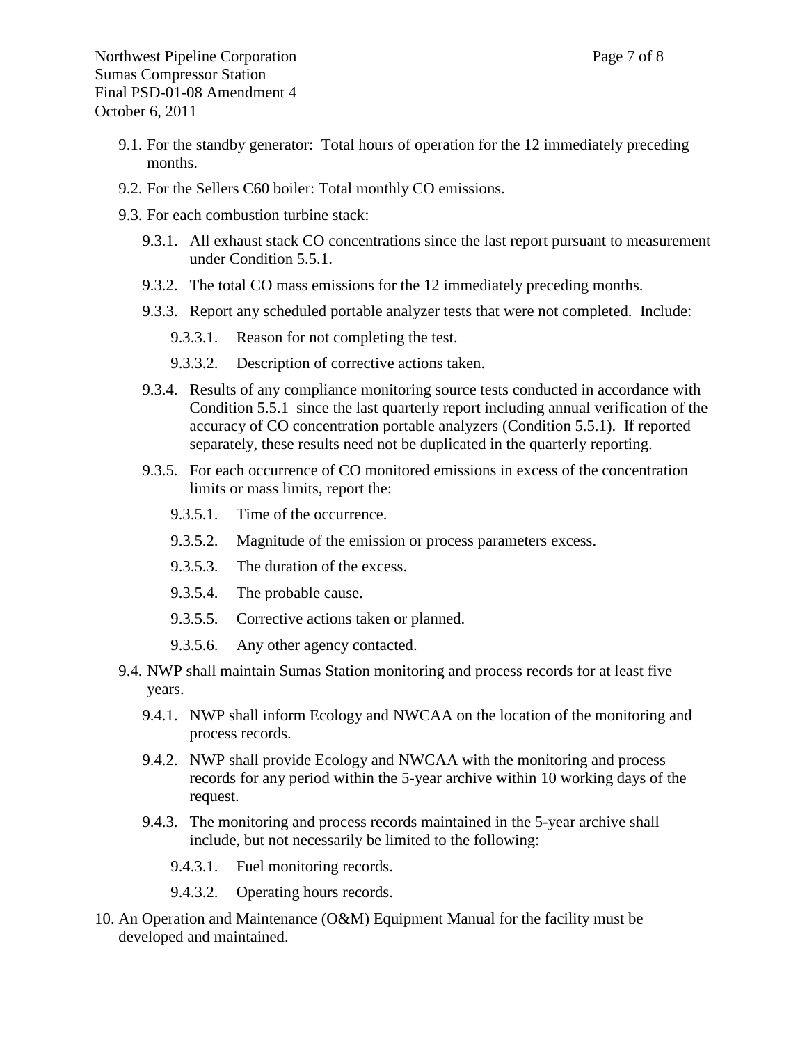9.1. For the standby generator: Total hours of operation for the 12 immediately preceding months.

9.2. For the Sellers C60 boiler: Total monthly CO emissions.

9.3. For each combustion turbine stack:

9.3.1. All exhaust stack CO concentrations since the last report pursuant to measurement under Condition 5.5.1.

9.3.2. The total CO mass emissions for the 12 immediately preceding months.

9.3.3. Report any scheduled portable analyzer tests that were not completed. Include:

9.3.3.1. Reason for not completing the test.

9.3.3.2. Description of corrective actions taken.

9.3.4. Results of any compliance monitoring source tests conducted in accordance with Condition 5.5.1 since the last quarterly report including annual verification of the accuracy of CO concentration portable analyzers (Condition 5.5.1). If reported separately, these results need not be duplicated in the quarterly reporting.

9.3.5. For each occurrence of CO monitored emissions in excess of the concentration limits or mass limits, report the:

9.3.5.1. Time of the occurrence.

9.3.5.2. Magnitude of the emission or process parameters excess.

9.3.5.3. The duration of the excess.

9.3.5.4. The probable cause.

9.3.5.5. Corrective actions taken or planned.

9.3.5.6. Any other agency contacted.

9.4. NWP shall maintain Sumas Station monitoring and process records for at least five years.

9.4.1. NWP shall inform Ecology and NWCAA on the location of the monitoring and process records.

9.4.2. NWP shall provide Ecology and NWCAA with the monitoring and process records for any period within the 5-year archive within 10 working days of the request.

9.4.3. The monitoring and process records maintained in the 5-year archive shall include, but not necessarily be limited to the following:

9.4.3.1. Fuel monitoring records.

9.4.3.2. Operating hours records.

10. An Operation and Maintenance (O&M) Equipment Manual for the facility must be developed and maintained.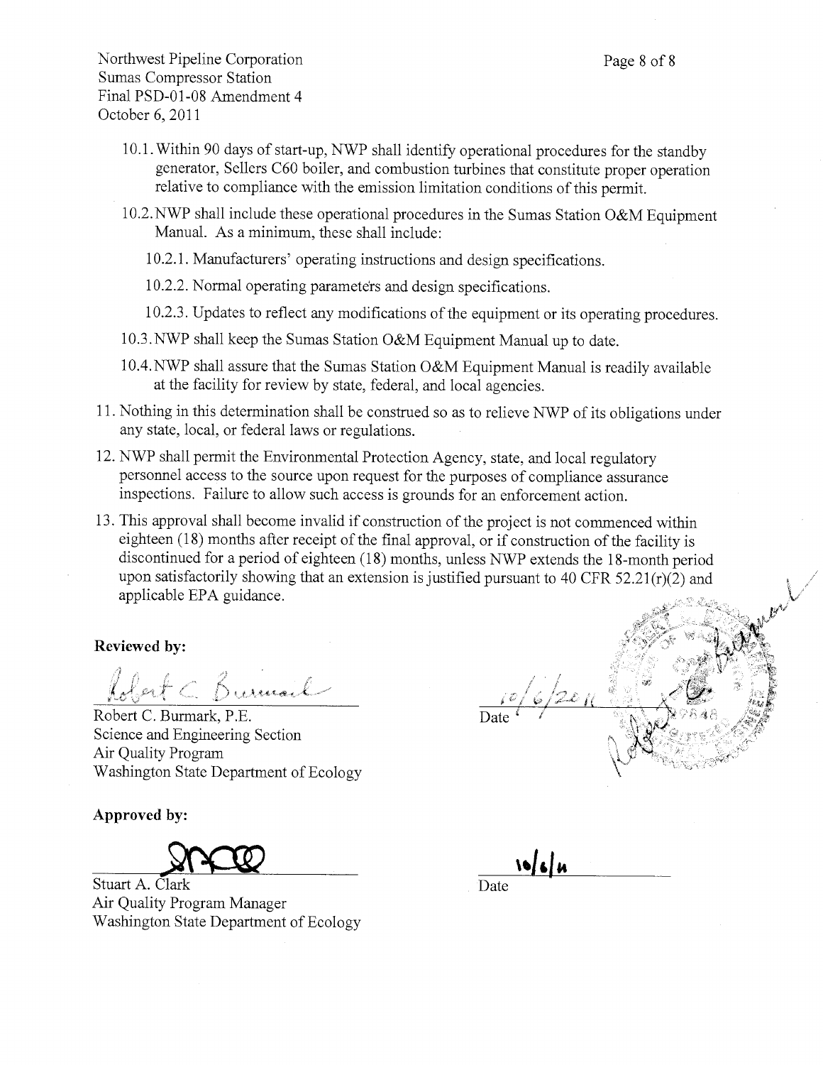Northwest Pipeline Corporation
Sumas Compressor Station
Final PSD-01-08 Amendment 4
October 6, 2011

10.1. Within 90 days of start-up, NWP shall identify operational procedures for the standby generator, Sellers C60 boiler, and combustion turbines that constitute proper operation relative to compliance with the emission limitation conditions of this permit.

10.2. NWP shall include these operational procedures in the Sumas Station O&M Equipment Manual. As a minimum, these shall include:

10.2.1. Manufacturers' operating instructions and design specifications.

10.2.2. Normal operating parameters and design specifications.

10.2.3. Updates to reflect any modifications of the equipment or its operating procedures.

10.3. NWP shall keep the Sumas Station O&M Equipment Manual up to date.

10.4. NWP shall assure that the Sumas Station O&M Equipment Manual is readily available at the facility for review by state, federal, and local agencies.

11. Nothing in this determination shall be construed so as to relieve NWP of its obligations under any state, local, or federal laws or regulations.

12. NWP shall permit the Environmental Protection Agency, state, and local regulatory personnel access to the source upon request for the purposes of compliance assurance inspections. Failure to allow such access is grounds for an enforcement action.

13. This approval shall become invalid if construction of the project is not commenced within eighteen (18) months after receipt of the final approval, or if construction of the facility is discontinued for a period of eighteen (18) months, unless NWP extends the 18-month period upon satisfactorily showing that an extension is justified pursuant to 40 CFR 52.21(r)(2) and applicable EPA guidance.

**Reviewed by:**

Robert C. Burmark, P.E.
Science and Engineering Section
Air Quality Program
Washington State Department of Ecology

Date 10/6/2011

**Approved by:**

Stuart A. Clark
Air Quality Program Manager
Washington State Department of Ecology

Date 10/6/11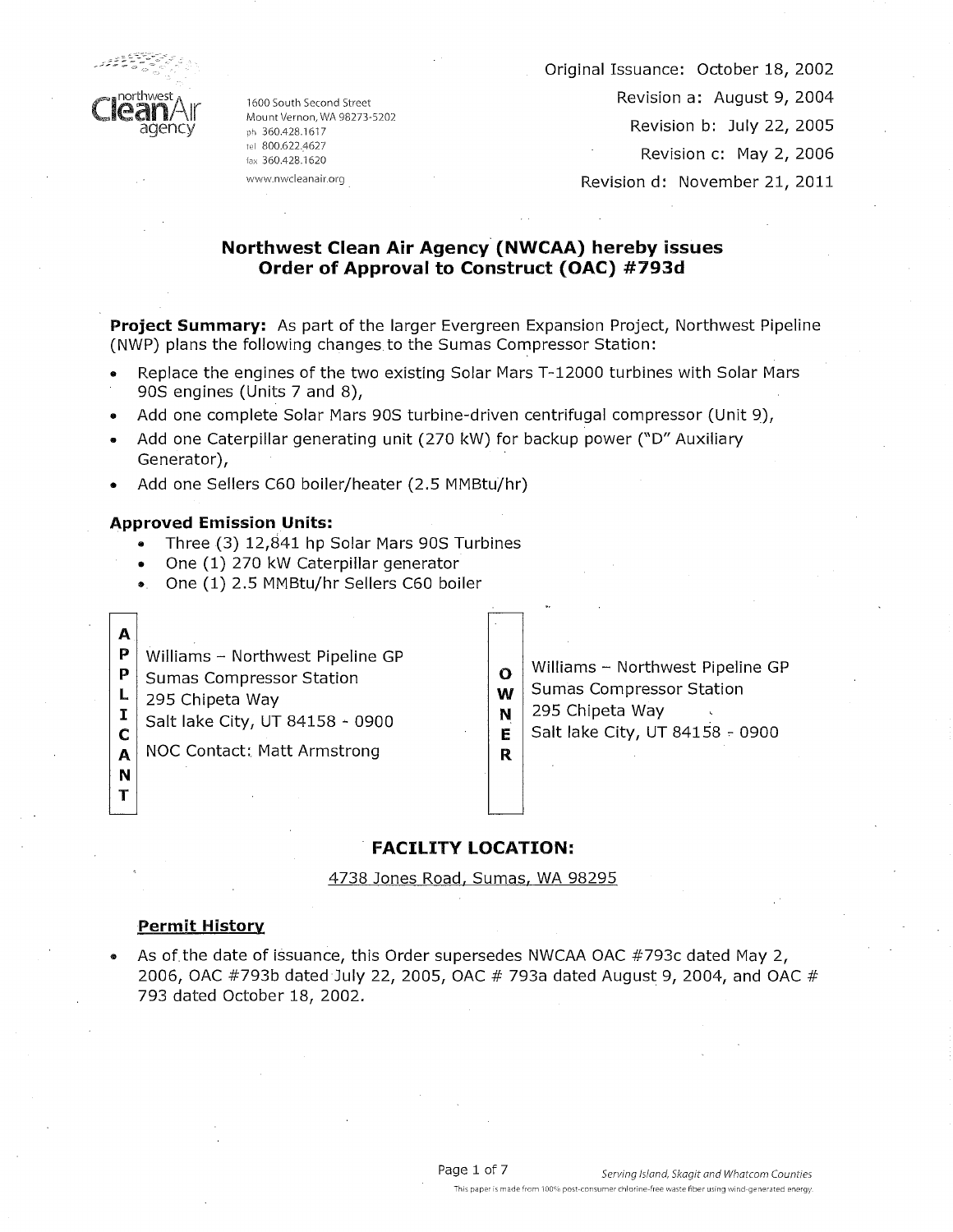northwest Clean Air agency

1600 South Second Street
Mount Vernon, WA 98273-5202
ph 360.428.1617
tel 800.622.4627
fax 360.428.1620
www.nwcleanair.org

Original Issuance: October 18, 2002
Revision a: August 9, 2004
Revision b: July 22, 2005
Revision c: May 2, 2006
Revision d: November 21, 2011

## Northwest Clean Air Agency (NWCAA) hereby issues Order of Approval to Construct (OAC) #793d

**Project Summary:** As part of the larger Evergreen Expansion Project, Northwest Pipeline (NWP) plans the following changes to the Sumas Compressor Station:

- Replace the engines of the two existing Solar Mars T-12000 turbines with Solar Mars 90S engines (Units 7 and 8),
- Add one complete Solar Mars 90S turbine-driven centrifugal compressor (Unit 9),
- Add one Caterpillar generating unit (270 kW) for backup power ("D" Auxiliary Generator),
- Add one Sellers C60 boiler/heater (2.5 MMBtu/hr)

**Approved Emission Units:**

- Three (3) 12,841 hp Solar Mars 90S Turbines
- One (1) 270 kW Caterpillar generator
- One (1) 2.5 MMBtu/hr Sellers C60 boiler

| APPLICANT | OWNER |
|---|---|
| Williams – Northwest Pipeline GP<br>Sumas Compressor Station<br>295 Chipeta Way<br>Salt lake City, UT 84158 - 0900<br>NOC Contact: Matt Armstrong | Williams – Northwest Pipeline GP<br>Sumas Compressor Station<br>295 Chipeta Way<br>Salt lake City, UT 84158 - 0900 |

## FACILITY LOCATION:

4738 Jones Road, Sumas, WA 98295

### Permit History

- As of the date of issuance, this Order supersedes NWCAA OAC #793c dated May 2, 2006, OAC #793b dated July 22, 2005, OAC # 793a dated August 9, 2004, and OAC # 793 dated October 18, 2002.

*Serving Island, Skagit and Whatcom Counties*

This paper is made from 100% post-consumer chlorine-free waste fiber using wind-generated energy.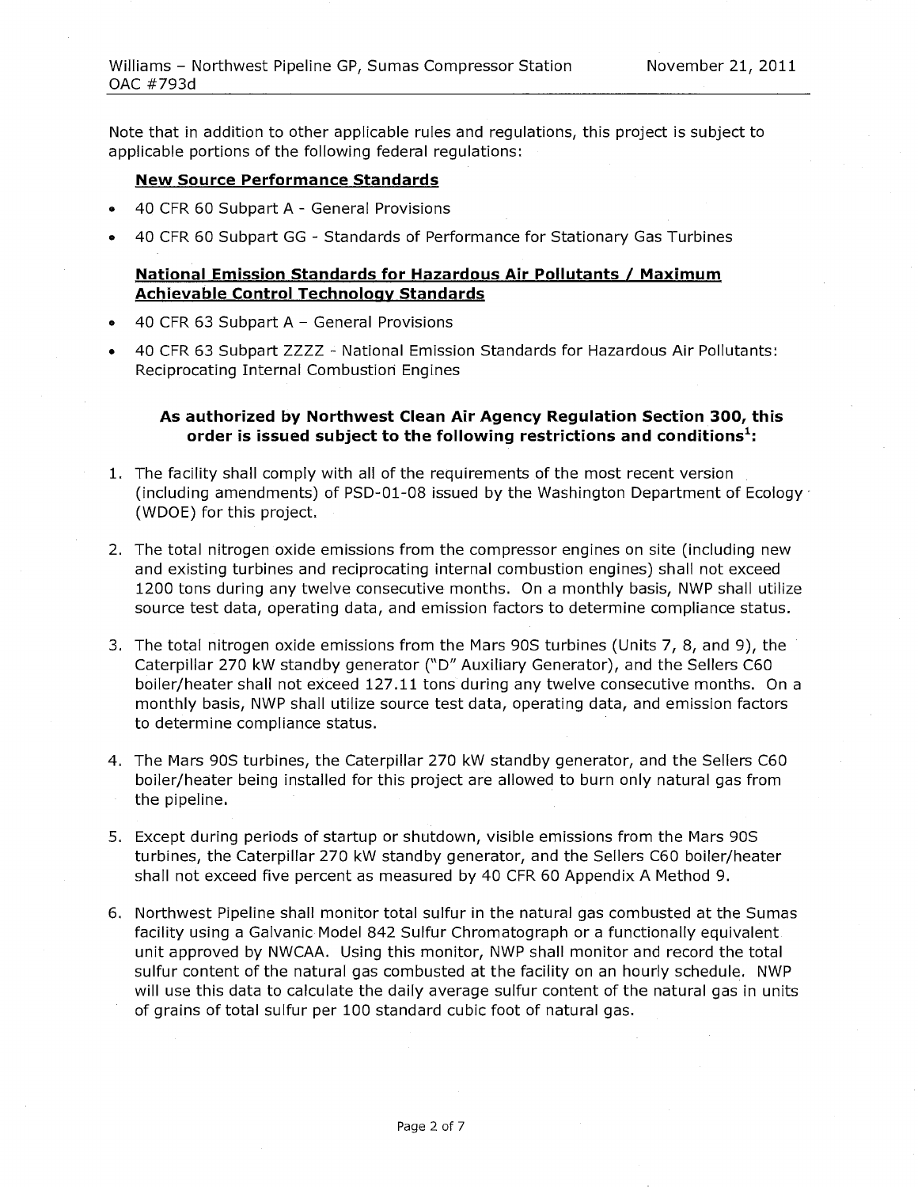Note that in addition to other applicable rules and regulations, this project is subject to applicable portions of the following federal regulations:

**New Source Performance Standards**

- 40 CFR 60 Subpart A - General Provisions
- 40 CFR 60 Subpart GG - Standards of Performance for Stationary Gas Turbines

**National Emission Standards for Hazardous Air Pollutants / Maximum Achievable Control Technology Standards**

- 40 CFR 63 Subpart A – General Provisions
- 40 CFR 63 Subpart ZZZZ - National Emission Standards for Hazardous Air Pollutants: Reciprocating Internal Combustion Engines

**As authorized by Northwest Clean Air Agency Regulation Section 300, this order is issued subject to the following restrictions and conditions[1]:**

1. The facility shall comply with all of the requirements of the most recent version (including amendments) of PSD-01-08 issued by the Washington Department of Ecology (WDOE) for this project.

2. The total nitrogen oxide emissions from the compressor engines on site (including new and existing turbines and reciprocating internal combustion engines) shall not exceed 1200 tons during any twelve consecutive months. On a monthly basis, NWP shall utilize source test data, operating data, and emission factors to determine compliance status.

3. The total nitrogen oxide emissions from the Mars 90S turbines (Units 7, 8, and 9), the Caterpillar 270 kW standby generator ("D" Auxiliary Generator), and the Sellers C60 boiler/heater shall not exceed 127.11 tons during any twelve consecutive months. On a monthly basis, NWP shall utilize source test data, operating data, and emission factors to determine compliance status.

4. The Mars 90S turbines, the Caterpillar 270 kW standby generator, and the Sellers C60 boiler/heater being installed for this project are allowed to burn only natural gas from the pipeline.

5. Except during periods of startup or shutdown, visible emissions from the Mars 90S turbines, the Caterpillar 270 kW standby generator, and the Sellers C60 boiler/heater shall not exceed five percent as measured by 40 CFR 60 Appendix A Method 9.

6. Northwest Pipeline shall monitor total sulfur in the natural gas combusted at the Sumas facility using a Galvanic Model 842 Sulfur Chromatograph or a functionally equivalent unit approved by NWCAA. Using this monitor, NWP shall monitor and record the total sulfur content of the natural gas combusted at the facility on an hourly schedule. NWP will use this data to calculate the daily average sulfur content of the natural gas in units of grains of total sulfur per 100 standard cubic foot of natural gas.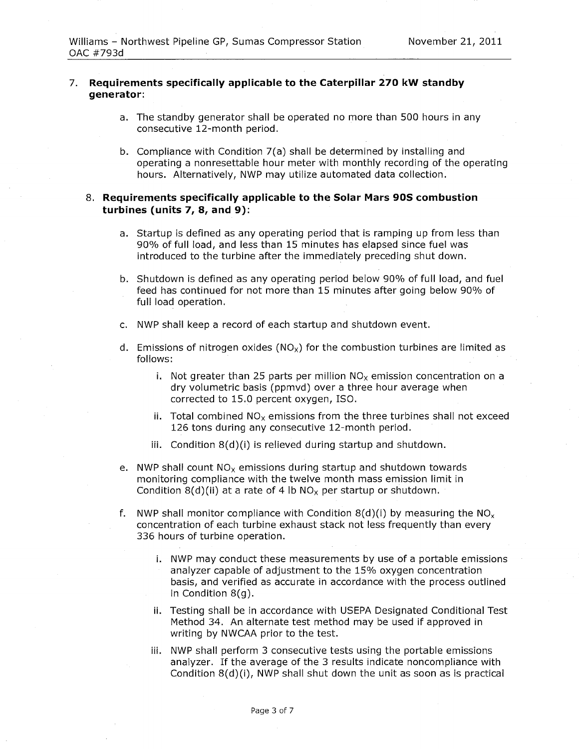7. **Requirements specifically applicable to the Caterpillar 270 kW standby generator:**

   a. The standby generator shall be operated no more than 500 hours in any consecutive 12-month period.

   b. Compliance with Condition 7(a) shall be determined by installing and operating a nonresettable hour meter with monthly recording of the operating hours. Alternatively, NWP may utilize automated data collection.

8. **Requirements specifically applicable to the Solar Mars 90S combustion turbines (units 7, 8, and 9):**

   a. Startup is defined as any operating period that is ramping up from less than 90% of full load, and less than 15 minutes has elapsed since fuel was introduced to the turbine after the immediately preceding shut down.

   b. Shutdown is defined as any operating period below 90% of full load, and fuel feed has continued for not more than 15 minutes after going below 90% of full load operation.

   c. NWP shall keep a record of each startup and shutdown event.

   d. Emissions of nitrogen oxides ($NO_X$) for the combustion turbines are limited as follows:

      i. Not greater than 25 parts per million $NO_X$ emission concentration on a dry volumetric basis (ppmvd) over a three hour average when corrected to 15.0 percent oxygen, ISO.

      ii. Total combined $NO_X$ emissions from the three turbines shall not exceed 126 tons during any consecutive 12-month period.

      iii. Condition 8(d)(i) is relieved during startup and shutdown.

   e. NWP shall count $NO_X$ emissions during startup and shutdown towards monitoring compliance with the twelve month mass emission limit in Condition 8(d)(ii) at a rate of 4 lb $NO_X$ per startup or shutdown.

   f. NWP shall monitor compliance with Condition 8(d)(i) by measuring the $NO_X$ concentration of each turbine exhaust stack not less frequently than every 336 hours of turbine operation.

      i. NWP may conduct these measurements by use of a portable emissions analyzer capable of adjustment to the 15% oxygen concentration basis, and verified as accurate in accordance with the process outlined in Condition 8(g).

      ii. Testing shall be in accordance with USEPA Designated Conditional Test Method 34. An alternate test method may be used if approved in writing by NWCAA prior to the test.

      iii. NWP shall perform 3 consecutive tests using the portable emissions analyzer. If the average of the 3 results indicate noncompliance with Condition 8(d)(i), NWP shall shut down the unit as soon as is practical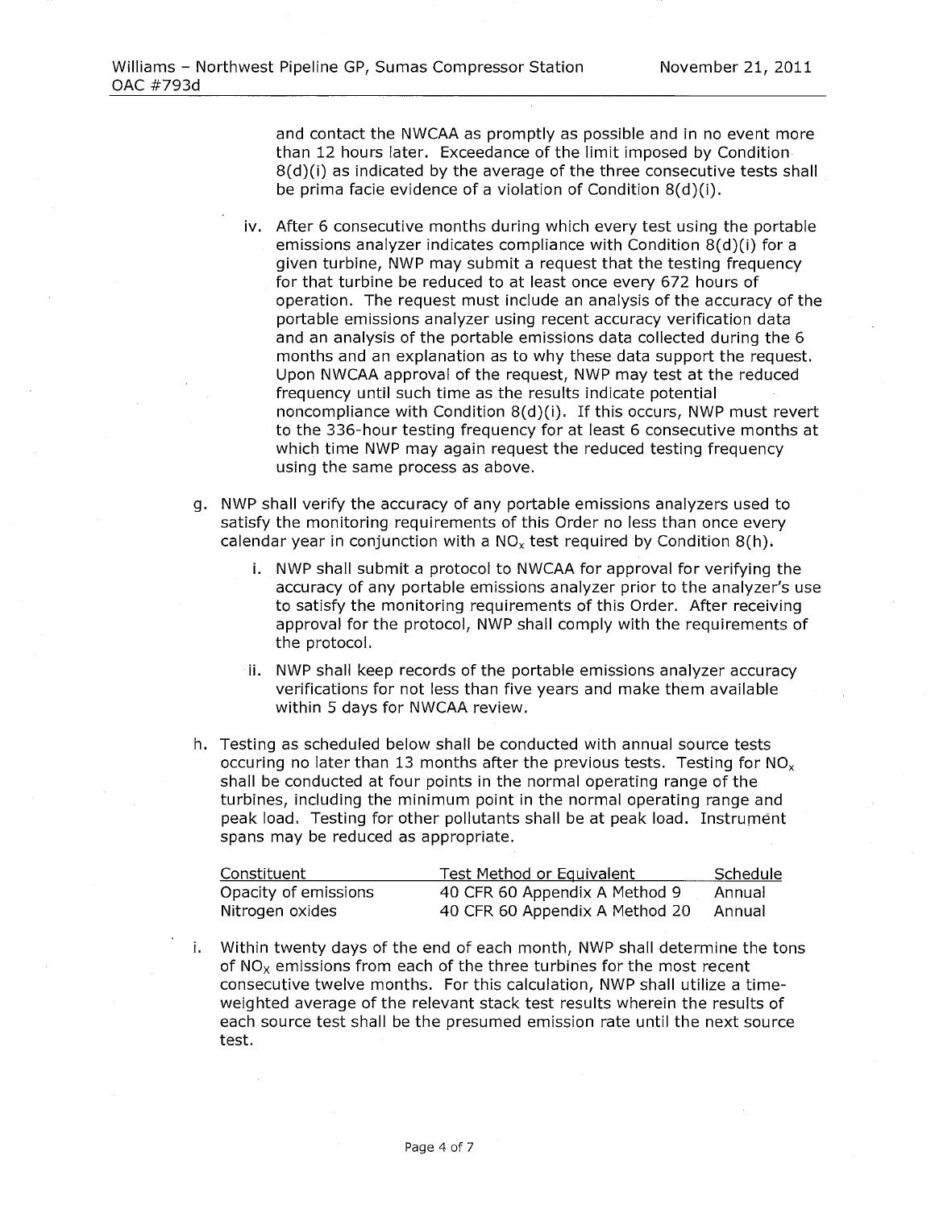and contact the NWCAA as promptly as possible and in no event more than 12 hours later. Exceedance of the limit imposed by Condition 8(d)(i) as indicated by the average of the three consecutive tests shall be prima facie evidence of a violation of Condition 8(d)(i).

iv. After 6 consecutive months during which every test using the portable emissions analyzer indicates compliance with Condition 8(d)(i) for a given turbine, NWP may submit a request that the testing frequency for that turbine be reduced to at least once every 672 hours of operation. The request must include an analysis of the accuracy of the portable emissions analyzer using recent accuracy verification data and an analysis of the portable emissions data collected during the 6 months and an explanation as to why these data support the request. Upon NWCAA approval of the request, NWP may test at the reduced frequency until such time as the results indicate potential noncompliance with Condition 8(d)(i). If this occurs, NWP must revert to the 336-hour testing frequency for at least 6 consecutive months at which time NWP may again request the reduced testing frequency using the same process as above.

g. NWP shall verify the accuracy of any portable emissions analyzers used to satisfy the monitoring requirements of this Order no less than once every calendar year in conjunction with a $NO_x$ test required by Condition 8(h).

   i. NWP shall submit a protocol to NWCAA for approval for verifying the accuracy of any portable emissions analyzer prior to the analyzer's use to satisfy the monitoring requirements of this Order. After receiving approval for the protocol, NWP shall comply with the requirements of the protocol.

   ii. NWP shall keep records of the portable emissions analyzer accuracy verifications for not less than five years and make them available within 5 days for NWCAA review.

h. Testing as scheduled below shall be conducted with annual source tests occuring no later than 13 months after the previous tests. Testing for $NO_x$ shall be conducted at four points in the normal operating range of the turbines, including the minimum point in the normal operating range and peak load. Testing for other pollutants shall be at peak load. Instrument spans may be reduced as appropriate.

| Constituent | Test Method or Equivalent | Schedule |
|---|---|---|
| Opacity of emissions | 40 CFR 60 Appendix A Method 9 | Annual |
| Nitrogen oxides | 40 CFR 60 Appendix A Method 20 | Annual |

i. Within twenty days of the end of each month, NWP shall determine the tons of $NO_x$ emissions from each of the three turbines for the most recent consecutive twelve months. For this calculation, NWP shall utilize a time-weighted average of the relevant stack test results wherein the results of each source test shall be the presumed emission rate until the next source test.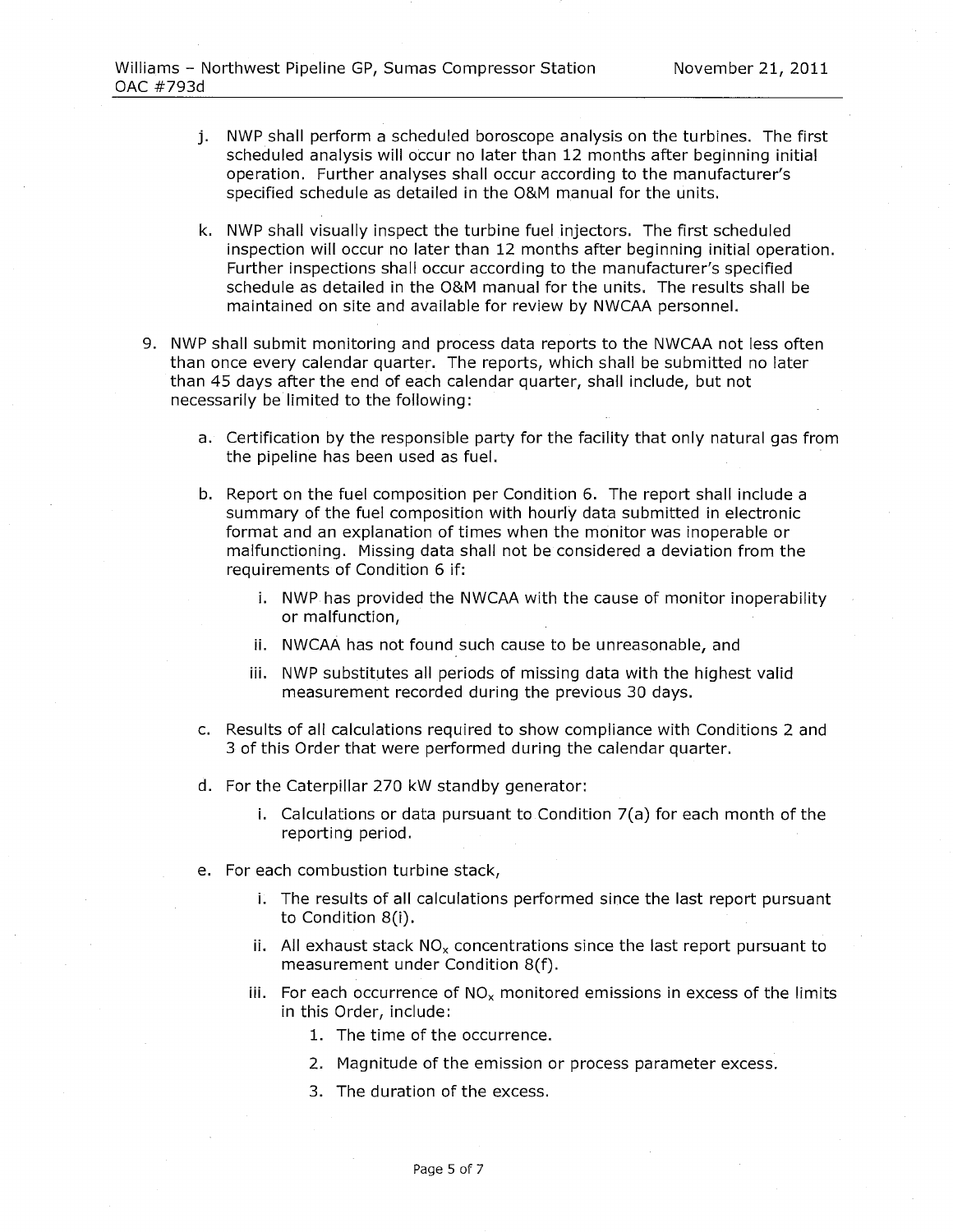j. NWP shall perform a scheduled boroscope analysis on the turbines. The first scheduled analysis will occur no later than 12 months after beginning initial operation. Further analyses shall occur according to the manufacturer's specified schedule as detailed in the O&M manual for the units.

k. NWP shall visually inspect the turbine fuel injectors. The first scheduled inspection will occur no later than 12 months after beginning initial operation. Further inspections shall occur according to the manufacturer's specified schedule as detailed in the O&M manual for the units. The results shall be maintained on site and available for review by NWCAA personnel.

9. NWP shall submit monitoring and process data reports to the NWCAA not less often than once every calendar quarter. The reports, which shall be submitted no later than 45 days after the end of each calendar quarter, shall include, but not necessarily be limited to the following:

   a. Certification by the responsible party for the facility that only natural gas from the pipeline has been used as fuel.

   b. Report on the fuel composition per Condition 6. The report shall include a summary of the fuel composition with hourly data submitted in electronic format and an explanation of times when the monitor was inoperable or malfunctioning. Missing data shall not be considered a deviation from the requirements of Condition 6 if:

      i. NWP has provided the NWCAA with the cause of monitor inoperability or malfunction,

      ii. NWCAA has not found such cause to be unreasonable, and

      iii. NWP substitutes all periods of missing data with the highest valid measurement recorded during the previous 30 days.

   c. Results of all calculations required to show compliance with Conditions 2 and 3 of this Order that were performed during the calendar quarter.

   d. For the Caterpillar 270 kW standby generator:

      i. Calculations or data pursuant to Condition 7(a) for each month of the reporting period.

   e. For each combustion turbine stack,

      i. The results of all calculations performed since the last report pursuant to Condition 8(i).

      ii. All exhaust stack $NO_x$ concentrations since the last report pursuant to measurement under Condition 8(f).

      iii. For each occurrence of $NO_x$ monitored emissions in excess of the limits in this Order, include:

         1. The time of the occurrence.

         2. Magnitude of the emission or process parameter excess.

         3. The duration of the excess.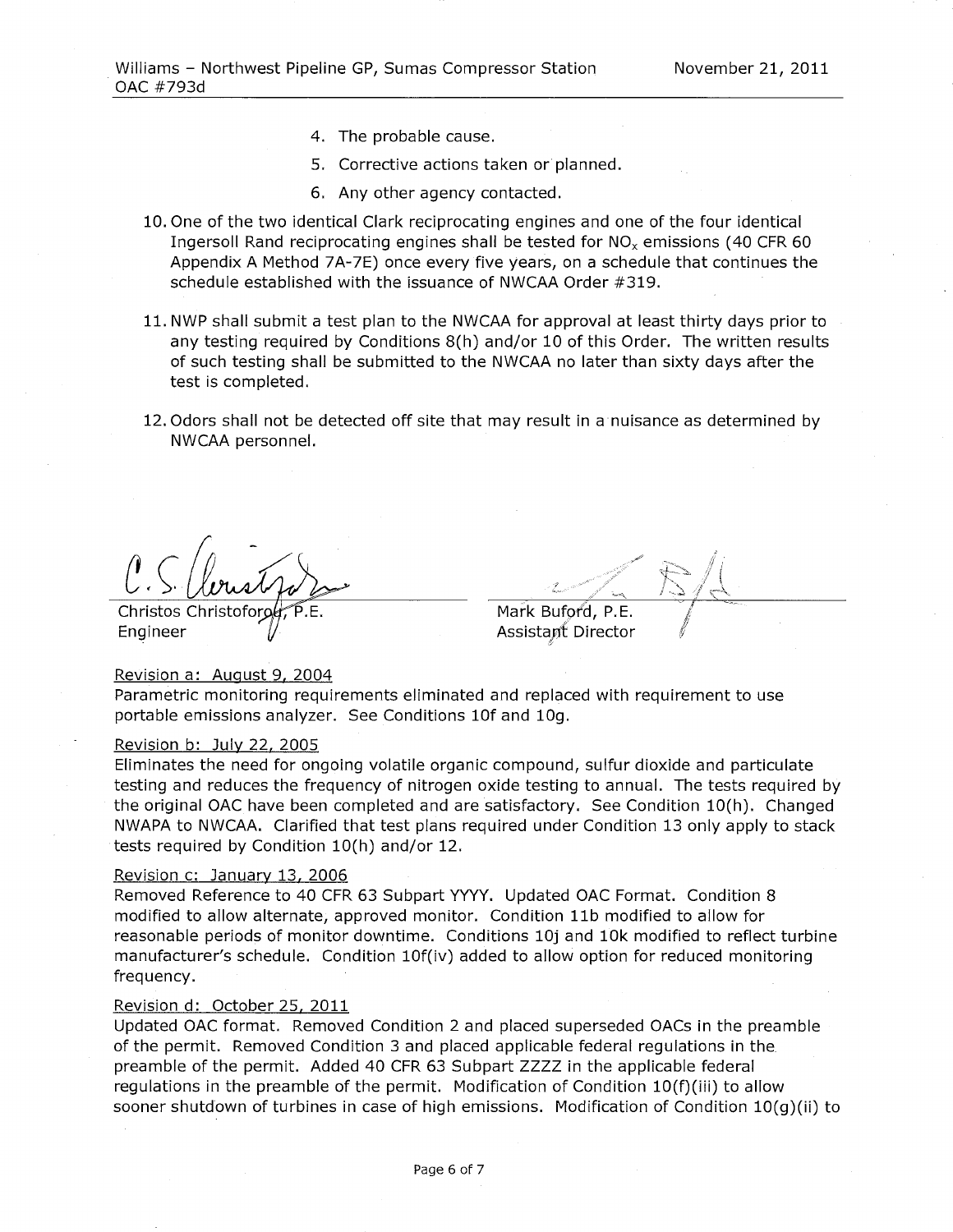4. The probable cause.
5. Corrective actions taken or planned.
6. Any other agency contacted.

10. One of the two identical Clark reciprocating engines and one of the four identical Ingersoll Rand reciprocating engines shall be tested for $NO_x$ emissions (40 CFR 60 Appendix A Method 7A-7E) once every five years, on a schedule that continues the schedule established with the issuance of NWCAA Order #319.

11. NWP shall submit a test plan to the NWCAA for approval at least thirty days prior to any testing required by Conditions 8(h) and/or 10 of this Order. The written results of such testing shall be submitted to the NWCAA no later than sixty days after the test is completed.

12. Odors shall not be detected off site that may result in a nuisance as determined by NWCAA personnel.

Christos Christoforou, P.E.
Engineer

Mark Buford, P.E.
Assistant Director

Revision a: August 9, 2004
Parametric monitoring requirements eliminated and replaced with requirement to use portable emissions analyzer. See Conditions 10f and 10g.

Revision b: July 22, 2005
Eliminates the need for ongoing volatile organic compound, sulfur dioxide and particulate testing and reduces the frequency of nitrogen oxide testing to annual. The tests required by the original OAC have been completed and are satisfactory. See Condition 10(h). Changed NWAPA to NWCAA. Clarified that test plans required under Condition 13 only apply to stack tests required by Condition 10(h) and/or 12.

Revision c: January 13, 2006
Removed Reference to 40 CFR 63 Subpart YYYY. Updated OAC Format. Condition 8 modified to allow alternate, approved monitor. Condition 11b modified to allow for reasonable periods of monitor downtime. Conditions 10j and 10k modified to reflect turbine manufacturer's schedule. Condition 10f(iv) added to allow option for reduced monitoring frequency.

Revision d: October 25, 2011
Updated OAC format. Removed Condition 2 and placed superseded OACs in the preamble of the permit. Removed Condition 3 and placed applicable federal regulations in the preamble of the permit. Added 40 CFR 63 Subpart ZZZZ in the applicable federal regulations in the preamble of the permit. Modification of Condition 10(f)(iii) to allow sooner shutdown of turbines in case of high emissions. Modification of Condition 10(g)(ii) to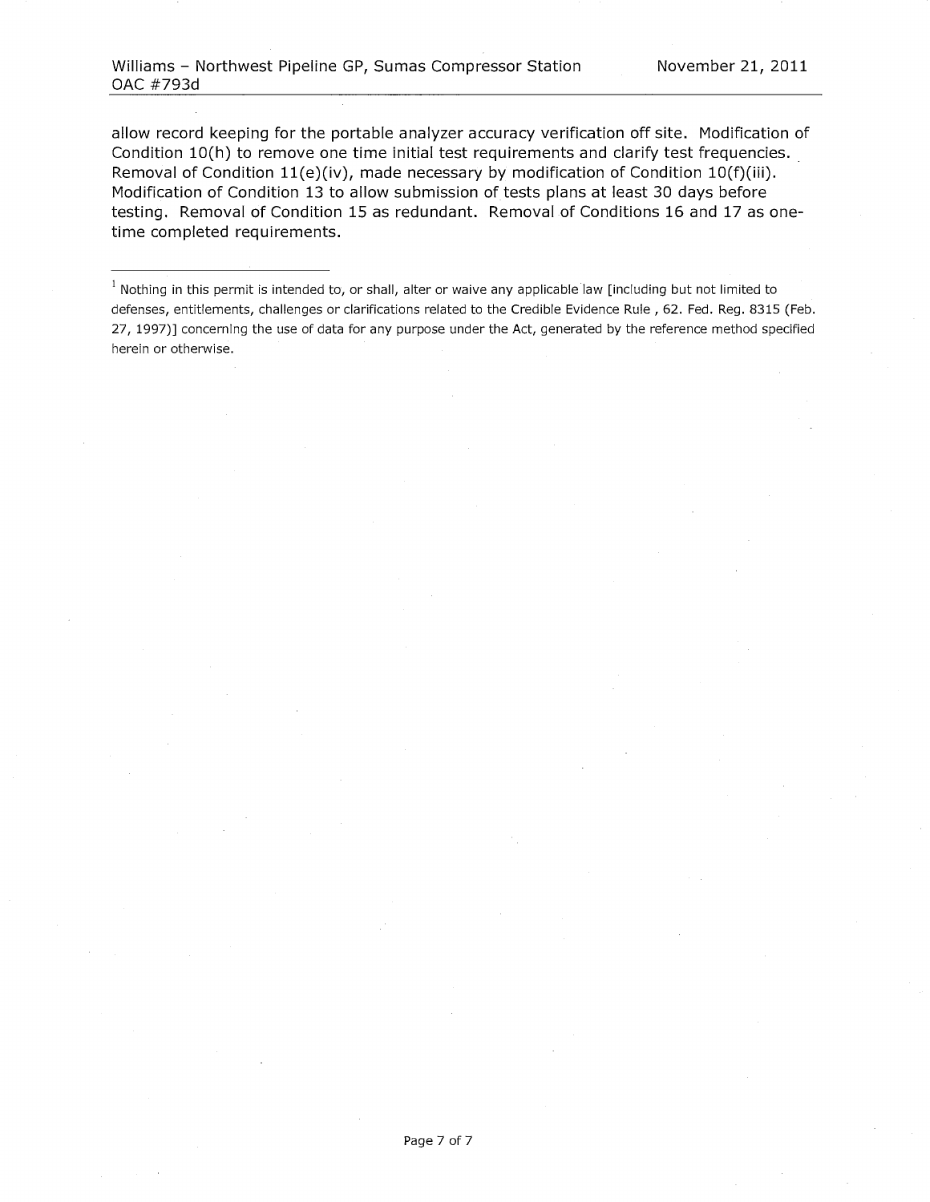allow record keeping for the portable analyzer accuracy verification off site. Modification of Condition 10(h) to remove one time initial test requirements and clarify test frequencies. Removal of Condition 11(e)(iv), made necessary by modification of Condition 10(f)(iii). Modification of Condition 13 to allow submission of tests plans at least 30 days before testing. Removal of Condition 15 as redundant. Removal of Conditions 16 and 17 as one-time completed requirements.

---

[1] Nothing in this permit is intended to, or shall, alter or waive any applicable law [including but not limited to defenses, entitlements, challenges or clarifications related to the Credible Evidence Rule , 62. Fed. Reg. 8315 (Feb. 27, 1997)] concerning the use of data for any purpose under the Act, generated by the reference method specified herein or otherwise.